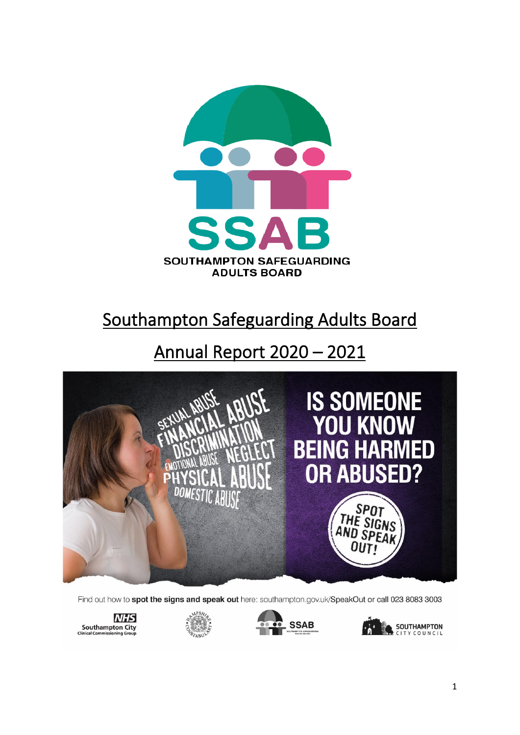SSAB

SOUTHAMPTON SAFEGUARDING ADULTS BOARD

# Southampton Safeguarding Adults Board

# Annual Report 2020 – 2021

SEXUAL ABUSE FINANCIAL ABUSE DISCRIMINATION EMOTIONAL ABUSE NEGLECT PHYSICAL ABUSE DOMESTIC ABUSE

IS SOMEONE YOU KNOW BEING HARMED OR ABUSED?

SPOT THE SIGNS AND SPEAK OUT!

Find out how to **spot the signs and speak out** here: southampton.gov.uk/SpeakOut or call 023 8083 3003

NHS Southampton City Clinical Commissioning Group

Hampshire Constabulary

SSAB

Southampton City Council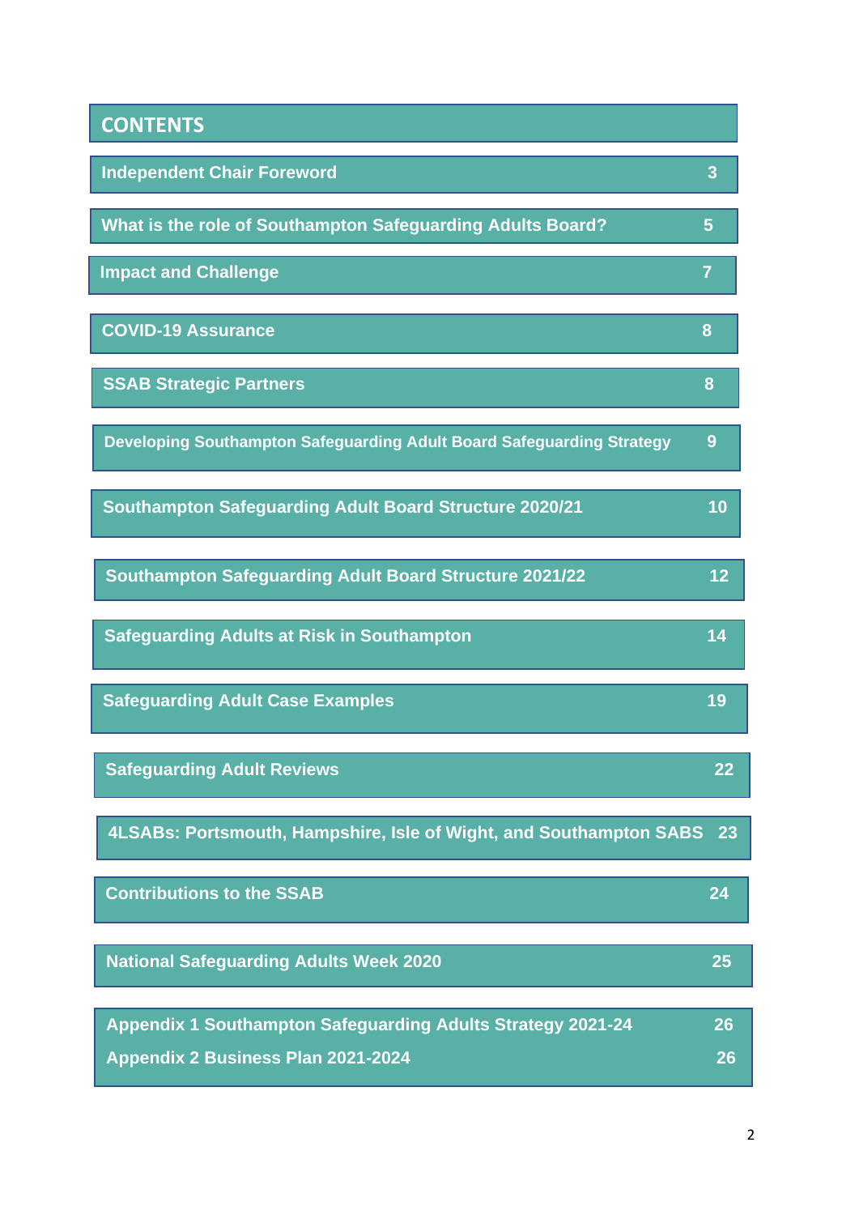# CONTENTS

| | |
|---|---|
| Independent Chair Foreword | 3 |
| What is the role of Southampton Safeguarding Adults Board? | 5 |
| Impact and Challenge | 7 |
| COVID-19 Assurance | 8 |
| SSAB Strategic Partners | 8 |
| Developing Southampton Safeguarding Adult Board Safeguarding Strategy | 9 |
| Southampton Safeguarding Adult Board Structure 2020/21 | 10 |
| Southampton Safeguarding Adult Board Structure 2021/22 | 12 |
| Safeguarding Adults at Risk in Southampton | 14 |
| Safeguarding Adult Case Examples | 19 |
| Safeguarding Adult Reviews | 22 |
| 4LSABs: Portsmouth, Hampshire, Isle of Wight, and Southampton SABS | 23 |
| Contributions to the SSAB | 24 |
| National Safeguarding Adults Week 2020 | 25 |
| Appendix 1 Southampton Safeguarding Adults Strategy 2021-24 | 26 |
| Appendix 2 Business Plan 2021-2024 | 26 |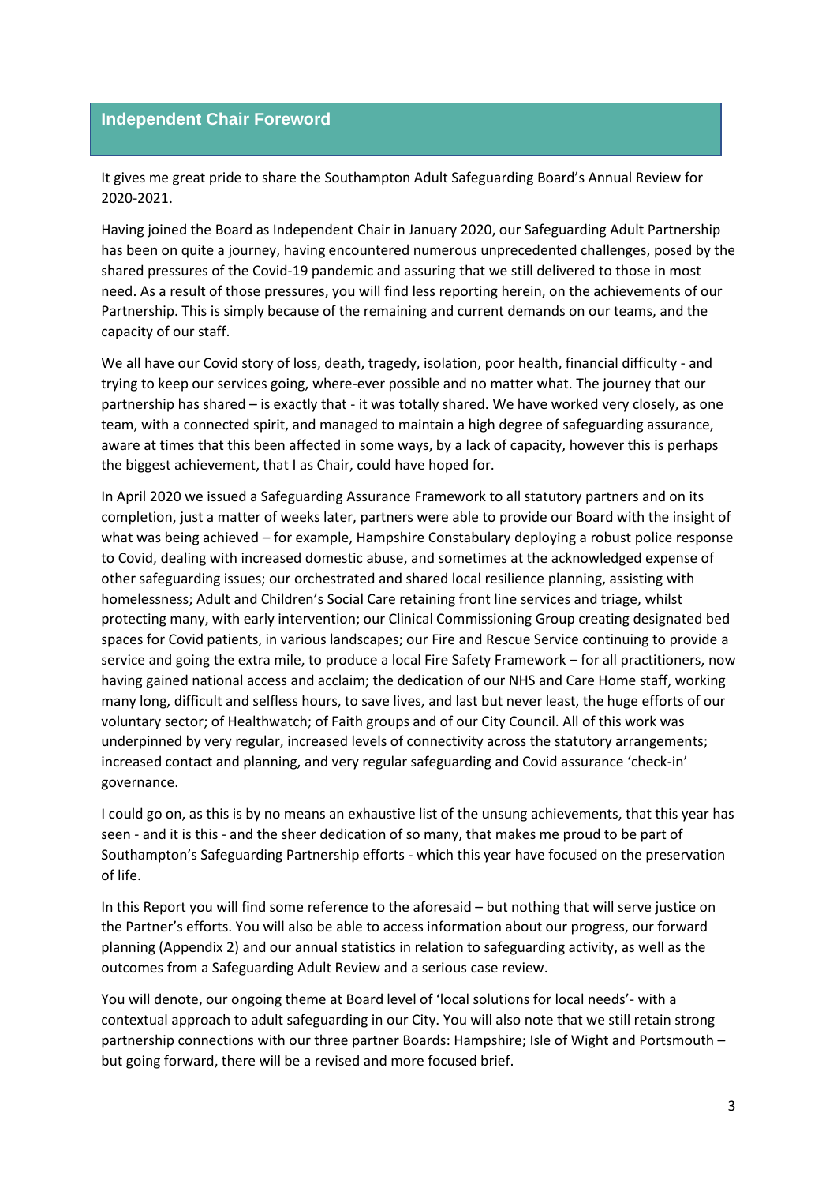## Independent Chair Foreword

It gives me great pride to share the Southampton Adult Safeguarding Board's Annual Review for 2020-2021.

Having joined the Board as Independent Chair in January 2020, our Safeguarding Adult Partnership has been on quite a journey, having encountered numerous unprecedented challenges, posed by the shared pressures of the Covid-19 pandemic and assuring that we still delivered to those in most need. As a result of those pressures, you will find less reporting herein, on the achievements of our Partnership. This is simply because of the remaining and current demands on our teams, and the capacity of our staff.

We all have our Covid story of loss, death, tragedy, isolation, poor health, financial difficulty - and trying to keep our services going, where-ever possible and no matter what. The journey that our partnership has shared – is exactly that - it was totally shared. We have worked very closely, as one team, with a connected spirit, and managed to maintain a high degree of safeguarding assurance, aware at times that this been affected in some ways, by a lack of capacity, however this is perhaps the biggest achievement, that I as Chair, could have hoped for.

In April 2020 we issued a Safeguarding Assurance Framework to all statutory partners and on its completion, just a matter of weeks later, partners were able to provide our Board with the insight of what was being achieved – for example, Hampshire Constabulary deploying a robust police response to Covid, dealing with increased domestic abuse, and sometimes at the acknowledged expense of other safeguarding issues; our orchestrated and shared local resilience planning, assisting with homelessness; Adult and Children's Social Care retaining front line services and triage, whilst protecting many, with early intervention; our Clinical Commissioning Group creating designated bed spaces for Covid patients, in various landscapes; our Fire and Rescue Service continuing to provide a service and going the extra mile, to produce a local Fire Safety Framework – for all practitioners, now having gained national access and acclaim; the dedication of our NHS and Care Home staff, working many long, difficult and selfless hours, to save lives, and last but never least, the huge efforts of our voluntary sector; of Healthwatch; of Faith groups and of our City Council. All of this work was underpinned by very regular, increased levels of connectivity across the statutory arrangements; increased contact and planning, and very regular safeguarding and Covid assurance 'check-in' governance.

I could go on, as this is by no means an exhaustive list of the unsung achievements, that this year has seen - and it is this - and the sheer dedication of so many, that makes me proud to be part of Southampton's Safeguarding Partnership efforts - which this year have focused on the preservation of life.

In this Report you will find some reference to the aforesaid – but nothing that will serve justice on the Partner's efforts. You will also be able to access information about our progress, our forward planning (Appendix 2) and our annual statistics in relation to safeguarding activity, as well as the outcomes from a Safeguarding Adult Review and a serious case review.

You will denote, our ongoing theme at Board level of 'local solutions for local needs'- with a contextual approach to adult safeguarding in our City. You will also note that we still retain strong partnership connections with our three partner Boards: Hampshire; Isle of Wight and Portsmouth – but going forward, there will be a revised and more focused brief.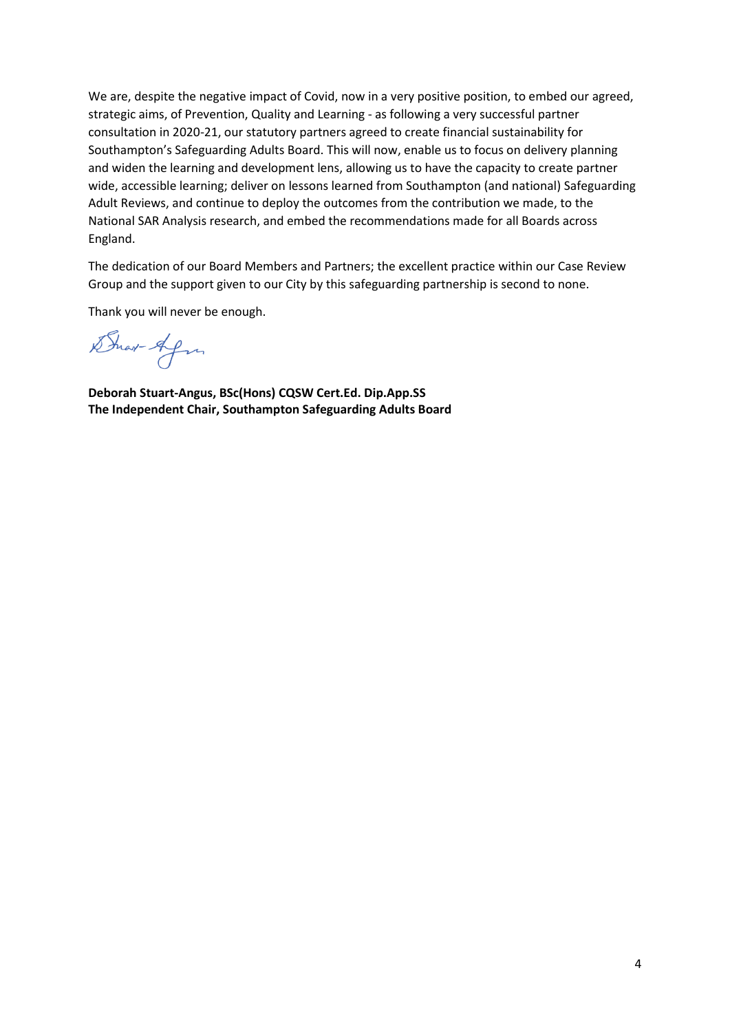We are, despite the negative impact of Covid, now in a very positive position, to embed our agreed, strategic aims, of Prevention, Quality and Learning - as following a very successful partner consultation in 2020-21, our statutory partners agreed to create financial sustainability for Southampton's Safeguarding Adults Board. This will now, enable us to focus on delivery planning and widen the learning and development lens, allowing us to have the capacity to create partner wide, accessible learning; deliver on lessons learned from Southampton (and national) Safeguarding Adult Reviews, and continue to deploy the outcomes from the contribution we made, to the National SAR Analysis research, and embed the recommendations made for all Boards across England.

The dedication of our Board Members and Partners; the excellent practice within our Case Review Group and the support given to our City by this safeguarding partnership is second to none.

Thank you will never be enough.

**Deborah Stuart-Angus, BSc(Hons) CQSW Cert.Ed. Dip.App.SS**
**The Independent Chair, Southampton Safeguarding Adults Board**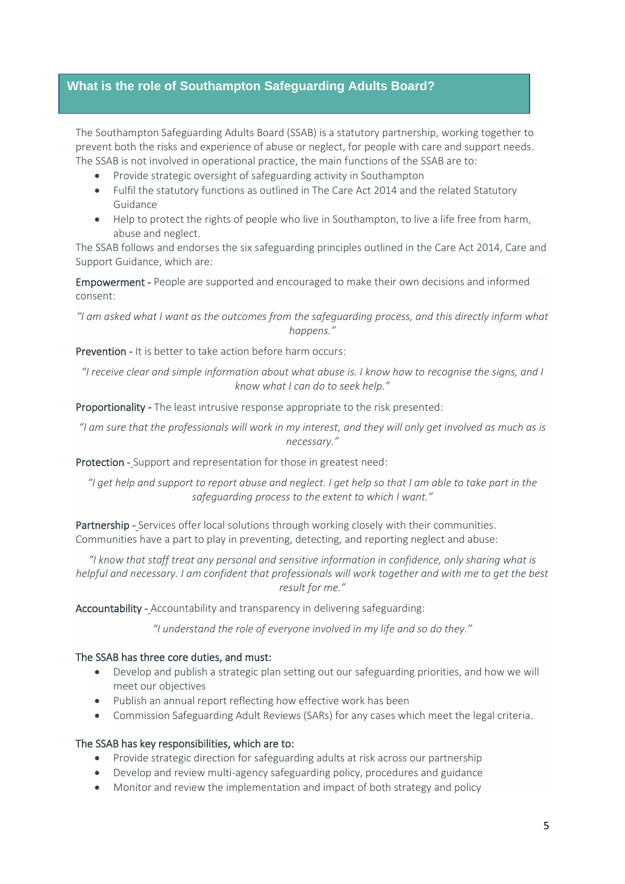## What is the role of Southampton Safeguarding Adults Board?

The Southampton Safeguarding Adults Board (SSAB) is a statutory partnership, working together to prevent both the risks and experience of abuse or neglect, for people with care and support needs. The SSAB is not involved in operational practice, the main functions of the SSAB are to:

- Provide strategic oversight of safeguarding activity in Southampton
- Fulfil the statutory functions as outlined in The Care Act 2014 and the related Statutory Guidance
- Help to protect the rights of people who live in Southampton, to live a life free from harm, abuse and neglect.

The SSAB follows and endorses the six safeguarding principles outlined in the Care Act 2014, Care and Support Guidance, which are:

**Empowerment** - People are supported and encouraged to make their own decisions and informed consent:

*"I am asked what I want as the outcomes from the safeguarding process, and this directly inform what happens."*

**Prevention** - It is better to take action before harm occurs:

*"I receive clear and simple information about what abuse is. I know how to recognise the signs, and I know what I can do to seek help."*

**Proportionality** - The least intrusive response appropriate to the risk presented:

*"I am sure that the professionals will work in my interest, and they will only get involved as much as is necessary."*

**Protection** - Support and representation for those in greatest need:

*"I get help and support to report abuse and neglect. I get help so that I am able to take part in the safeguarding process to the extent to which I want."*

**Partnership** - Services offer local solutions through working closely with their communities. Communities have a part to play in preventing, detecting, and reporting neglect and abuse:

*"I know that staff treat any personal and sensitive information in confidence, only sharing what is helpful and necessary. I am confident that professionals will work together and with me to get the best result for me."*

**Accountability** - Accountability and transparency in delivering safeguarding:

*"I understand the role of everyone involved in my life and so do they."*

**The SSAB has three core duties, and must:**

- Develop and publish a strategic plan setting out our safeguarding priorities, and how we will meet our objectives
- Publish an annual report reflecting how effective work has been
- Commission Safeguarding Adult Reviews (SARs) for any cases which meet the legal criteria.

**The SSAB has key responsibilities, which are to:**

- Provide strategic direction for safeguarding adults at risk across our partnership
- Develop and review multi-agency safeguarding policy, procedures and guidance
- Monitor and review the implementation and impact of both strategy and policy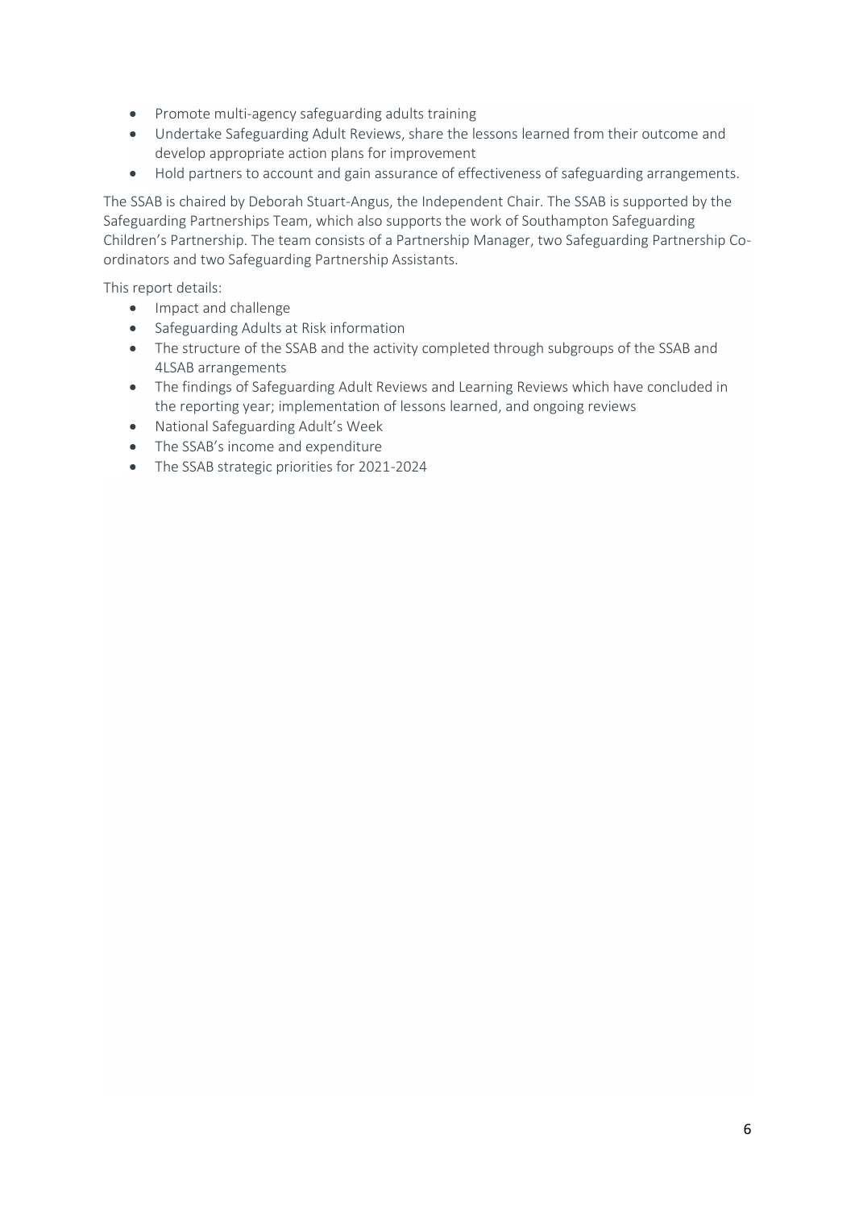- Promote multi-agency safeguarding adults training
- Undertake Safeguarding Adult Reviews, share the lessons learned from their outcome and develop appropriate action plans for improvement
- Hold partners to account and gain assurance of effectiveness of safeguarding arrangements.

The SSAB is chaired by Deborah Stuart-Angus, the Independent Chair. The SSAB is supported by the Safeguarding Partnerships Team, which also supports the work of Southampton Safeguarding Children's Partnership. The team consists of a Partnership Manager, two Safeguarding Partnership Co-ordinators and two Safeguarding Partnership Assistants.

This report details:

- Impact and challenge
- Safeguarding Adults at Risk information
- The structure of the SSAB and the activity completed through subgroups of the SSAB and 4LSAB arrangements
- The findings of Safeguarding Adult Reviews and Learning Reviews which have concluded in the reporting year; implementation of lessons learned, and ongoing reviews
- National Safeguarding Adult's Week
- The SSAB's income and expenditure
- The SSAB strategic priorities for 2021-2024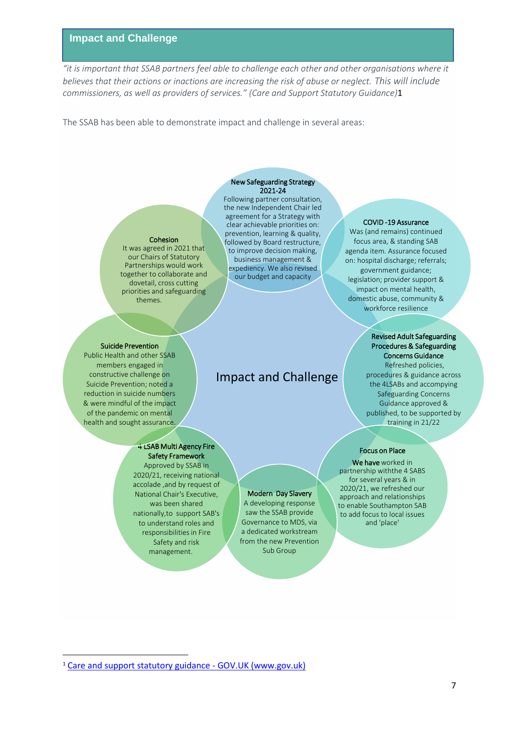## Impact and Challenge

*"it is important that SSAB partners feel able to challenge each other and other organisations where it believes that their actions or inactions are increasing the risk of abuse or neglect. This will include commissioners, as well as providers of services." (Care and Support Statutory Guidance)*[1]

The SSAB has been able to demonstrate impact and challenge in several areas:

**Impact and Challenge**

**New Safeguarding Strategy 2021-24**
Following partner consultation, the new Independent Chair led agreement for a Strategy with clear achievable priorities on: prevention, learning & quality, followed by Board restructure, to improve decision making, business management & expediency. We also revised our budget and capacity

**COVID -19 Assurance**
Was (and remains) continued focus area, & standing SAB agenda item. Assurance focused on: hospital discharge; referrals; government guidance; legislation; provider support & impact on mental health, domestic abuse, community & workforce resilience

**Revised Adult Safeguarding Procedures & Safeguarding Concerns Guidance**
Refreshed policies, procedures & guidance across the 4LSABs and accompying Safeguarding Concerns Guidance approved & published, to be supported by training in 21/22

**Focus on Place**
We have worked in partnership withthe 4 SABS for several years & in 2020/21, we refreshed our approach and relationships to enable Southampton SAB to add focus to local issues and 'place'

**Modern Day Slavery**
A developing response saw the SSAB provide Governance to MDS, via a dedicated workstream from the new Prevention Sub Group

**4 LSAB Multi Agency Fire Safety Framework**
Approved by SSAB in 2020/21, receiving national accolade ,and by request of National Chair's Executive, was been shared nationally,to support SAB's to understand roles and responsibilities in Fire Safety and risk management.

**Suicide Prevention**
Public Health and other SSAB members engaged in constructive challenge on Suicide Prevention; noted a reduction in suicide numbers & were mindful of the impact of the pandemic on mental health and sought assurance.

**Cohesion**
It was agreed in 2021 that our Chairs of Statutory Partnerships would work together to collaborate and dovetail, cross cutting priorities and safeguarding themes.

---

[1] Care and support statutory guidance - GOV.UK (www.gov.uk)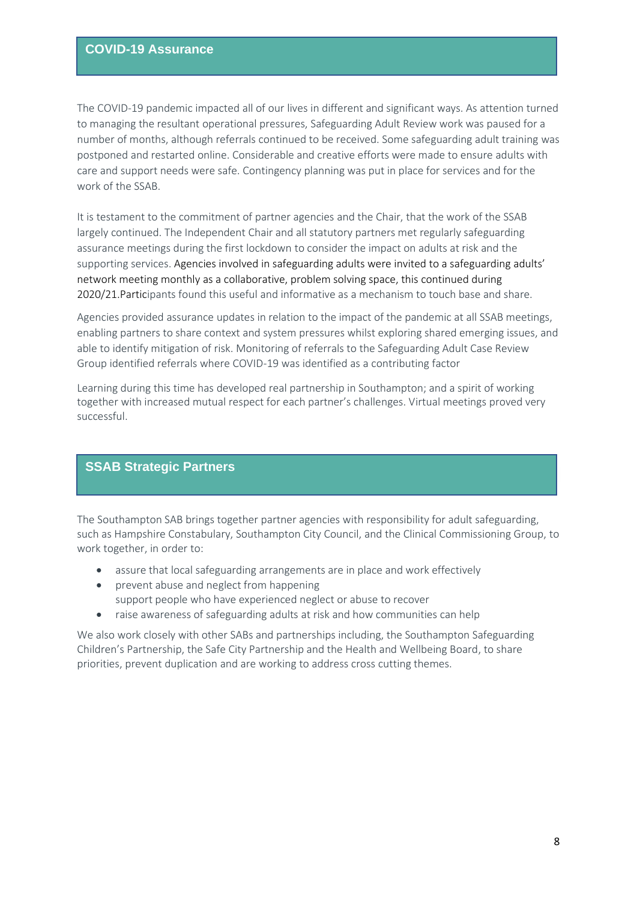## COVID-19 Assurance

The COVID-19 pandemic impacted all of our lives in different and significant ways. As attention turned to managing the resultant operational pressures, Safeguarding Adult Review work was paused for a number of months, although referrals continued to be received. Some safeguarding adult training was postponed and restarted online. Considerable and creative efforts were made to ensure adults with care and support needs were safe. Contingency planning was put in place for services and for the work of the SSAB.

It is testament to the commitment of partner agencies and the Chair, that the work of the SSAB largely continued. The Independent Chair and all statutory partners met regularly safeguarding assurance meetings during the first lockdown to consider the impact on adults at risk and the supporting services. Agencies involved in safeguarding adults were invited to a safeguarding adults' network meeting monthly as a collaborative, problem solving space, this continued during 2020/21.Participants found this useful and informative as a mechanism to touch base and share.

Agencies provided assurance updates in relation to the impact of the pandemic at all SSAB meetings, enabling partners to share context and system pressures whilst exploring shared emerging issues, and able to identify mitigation of risk. Monitoring of referrals to the Safeguarding Adult Case Review Group identified referrals where COVID-19 was identified as a contributing factor

Learning during this time has developed real partnership in Southampton; and a spirit of working together with increased mutual respect for each partner's challenges. Virtual meetings proved very successful.

## SSAB Strategic Partners

The Southampton SAB brings together partner agencies with responsibility for adult safeguarding, such as Hampshire Constabulary, Southampton City Council, and the Clinical Commissioning Group, to work together, in order to:

- assure that local safeguarding arrangements are in place and work effectively
- prevent abuse and neglect from happening
  support people who have experienced neglect or abuse to recover
- raise awareness of safeguarding adults at risk and how communities can help

We also work closely with other SABs and partnerships including, the Southampton Safeguarding Children's Partnership, the Safe City Partnership and the Health and Wellbeing Board, to share priorities, prevent duplication and are working to address cross cutting themes.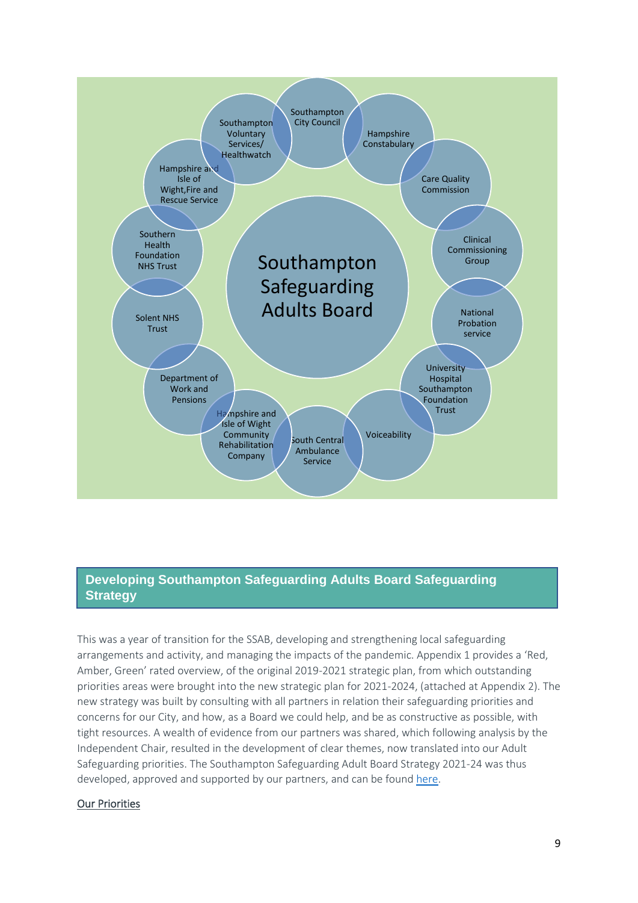Southampton Safeguarding Adults Board

- Southampton City Council
- Hampshire Constabulary
- Care Quality Commission
- Clinical Commissioning Group
- National Probation service
- University Hospital Southampton Foundation Trust
- Voiceability
- South Central Ambulance Service
- Hampshire and Isle of Wight Community Rehabilitation Company
- Department of Work and Pensions
- Solent NHS Trust
- Southern Health Foundation NHS Trust
- Hampshire and Isle of Wight, Fire and Rescue Service
- Southampton Voluntary Services/ Healthwatch

## Developing Southampton Safeguarding Adults Board Safeguarding Strategy

This was a year of transition for the SSAB, developing and strengthening local safeguarding arrangements and activity, and managing the impacts of the pandemic. Appendix 1 provides a 'Red, Amber, Green' rated overview, of the original 2019-2021 strategic plan, from which outstanding priorities areas were brought into the new strategic plan for 2021-2024, (attached at Appendix 2). The new strategy was built by consulting with all partners in relation their safeguarding priorities and concerns for our City, and how, as a Board we could help, and be as constructive as possible, with tight resources. A wealth of evidence from our partners was shared, which following analysis by the Independent Chair, resulted in the development of clear themes, now translated into our Adult Safeguarding priorities. The Southampton Safeguarding Adult Board Strategy 2021-24 was thus developed, approved and supported by our partners, and can be found here.

Our Priorities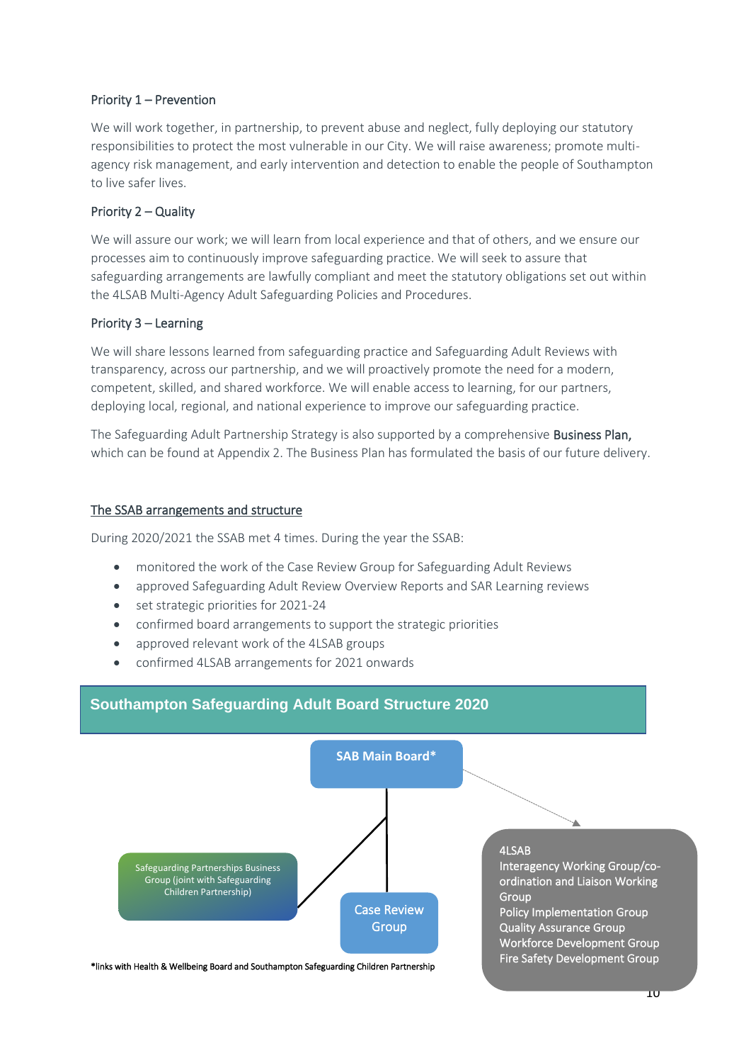### Priority 1 – Prevention

We will work together, in partnership, to prevent abuse and neglect, fully deploying our statutory responsibilities to protect the most vulnerable in our City. We will raise awareness; promote multi-agency risk management, and early intervention and detection to enable the people of Southampton to live safer lives.

### Priority 2 – Quality

We will assure our work; we will learn from local experience and that of others, and we ensure our processes aim to continuously improve safeguarding practice. We will seek to assure that safeguarding arrangements are lawfully compliant and meet the statutory obligations set out within the 4LSAB Multi-Agency Adult Safeguarding Policies and Procedures.

### Priority 3 – Learning

We will share lessons learned from safeguarding practice and Safeguarding Adult Reviews with transparency, across our partnership, and we will proactively promote the need for a modern, competent, skilled, and shared workforce. We will enable access to learning, for our partners, deploying local, regional, and national experience to improve our safeguarding practice.

The Safeguarding Adult Partnership Strategy is also supported by a comprehensive **Business Plan,** which can be found at Appendix 2. The Business Plan has formulated the basis of our future delivery.

## The SSAB arrangements and structure

During 2020/2021 the SSAB met 4 times. During the year the SSAB:

- monitored the work of the Case Review Group for Safeguarding Adult Reviews
- approved Safeguarding Adult Review Overview Reports and SAR Learning reviews
- set strategic priorities for 2021-24
- confirmed board arrangements to support the strategic priorities
- approved relevant work of the 4LSAB groups
- confirmed 4LSAB arrangements for 2021 onwards

**Southampton Safeguarding Adult Board Structure 2020**

SAB Main Board*

Safeguarding Partnerships Business Group (joint with Safeguarding Children Partnership)

Case Review Group

4LSAB
Interagency Working Group/co-ordination and Liaison Working Group
Policy Implementation Group
Quality Assurance Group
Workforce Development Group
Fire Safety Development Group

*links with Health & Wellbeing Board and Southampton Safeguarding Children Partnership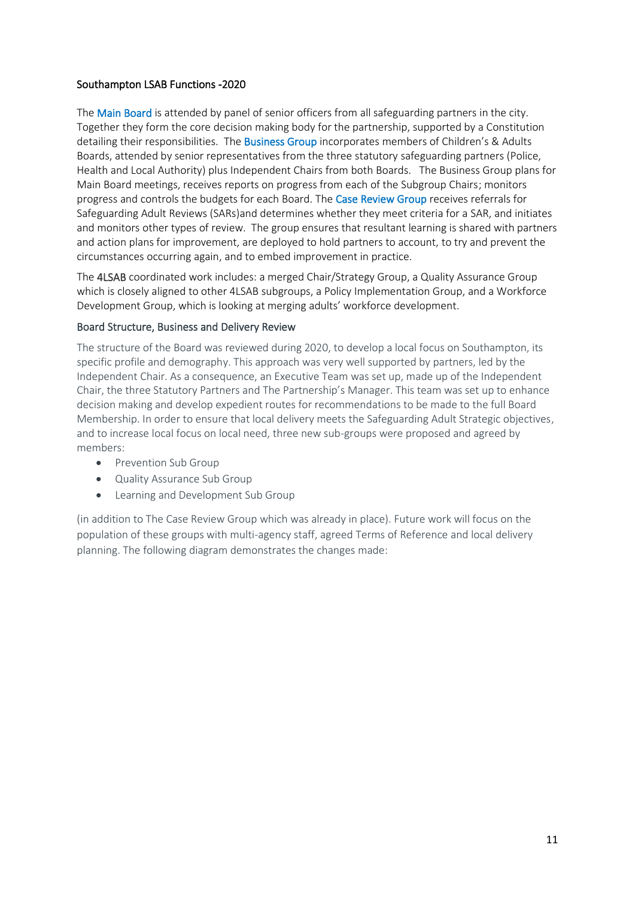## Southampton LSAB Functions -2020

The Main Board is attended by panel of senior officers from all safeguarding partners in the city. Together they form the core decision making body for the partnership, supported by a Constitution detailing their responsibilities. The Business Group incorporates members of Children's & Adults Boards, attended by senior representatives from the three statutory safeguarding partners (Police, Health and Local Authority) plus Independent Chairs from both Boards. The Business Group plans for Main Board meetings, receives reports on progress from each of the Subgroup Chairs; monitors progress and controls the budgets for each Board. The Case Review Group receives referrals for Safeguarding Adult Reviews (SARs)and determines whether they meet criteria for a SAR, and initiates and monitors other types of review. The group ensures that resultant learning is shared with partners and action plans for improvement, are deployed to hold partners to account, to try and prevent the circumstances occurring again, and to embed improvement in practice.

The 4LSAB coordinated work includes: a merged Chair/Strategy Group, a Quality Assurance Group which is closely aligned to other 4LSAB subgroups, a Policy Implementation Group, and a Workforce Development Group, which is looking at merging adults' workforce development.

### Board Structure, Business and Delivery Review

The structure of the Board was reviewed during 2020, to develop a local focus on Southampton, its specific profile and demography. This approach was very well supported by partners, led by the Independent Chair. As a consequence, an Executive Team was set up, made up of the Independent Chair, the three Statutory Partners and The Partnership's Manager. This team was set up to enhance decision making and develop expedient routes for recommendations to be made to the full Board Membership. In order to ensure that local delivery meets the Safeguarding Adult Strategic objectives, and to increase local focus on local need, three new sub-groups were proposed and agreed by members:

- Prevention Sub Group
- Quality Assurance Sub Group
- Learning and Development Sub Group

(in addition to The Case Review Group which was already in place). Future work will focus on the population of these groups with multi-agency staff, agreed Terms of Reference and local delivery planning. The following diagram demonstrates the changes made: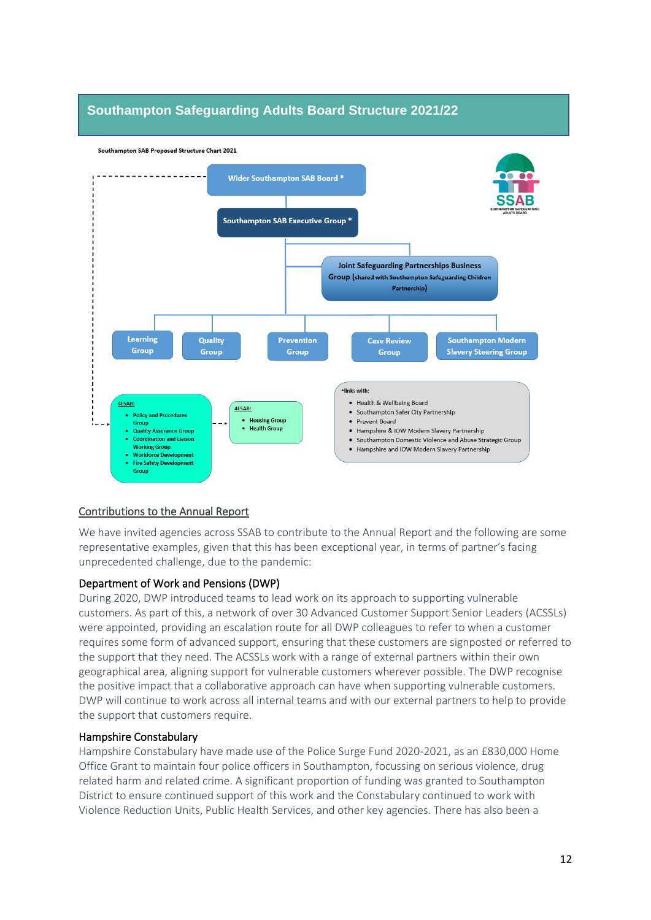## Southampton Safeguarding Adults Board Structure 2021/22

Southampton SAB Proposed Structure Chart 2021

- Wider Southampton SAB Board *
  - Southampton SAB Executive Group *
    - Joint Safeguarding Partnerships Business Group (shared with Southampton Safeguarding Children Partnership)
    - Learning Group
    - Quality Group
    - Prevention Group
    - Case Review Group
    - Southampton Modern Slavery Steering Group

4LSAB:
- Policy and Procedures Group
- Quality Assurance Group
- Coordination and Liaison Working Group
- Workforce Development
- Fire Safety Development Group

4LSAB:
- Housing Group
- Health Group

*links with:
- Health & Wellbeing Board
- Southampton Safer City Partnership
- Prevent Board
- Hampshire & IOW Modern Slavery Partnership
- Southampton Domestic Violence and Abuse Strategic Group
- Hampshire and IOW Modern Slavery Partnership

### Contributions to the Annual Report

We have invited agencies across SSAB to contribute to the Annual Report and the following are some representative examples, given that this has been exceptional year, in terms of partner's facing unprecedented challenge, due to the pandemic:

#### Department of Work and Pensions (DWP)

During 2020, DWP introduced teams to lead work on its approach to supporting vulnerable customers. As part of this, a network of over 30 Advanced Customer Support Senior Leaders (ACSSLs) were appointed, providing an escalation route for all DWP colleagues to refer to when a customer requires some form of advanced support, ensuring that these customers are signposted or referred to the support that they need. The ACSSLs work with a range of external partners within their own geographical area, aligning support for vulnerable customers wherever possible. The DWP recognise the positive impact that a collaborative approach can have when supporting vulnerable customers. DWP will continue to work across all internal teams and with our external partners to help to provide the support that customers require.

#### Hampshire Constabulary

Hampshire Constabulary have made use of the Police Surge Fund 2020-2021, as an £830,000 Home Office Grant to maintain four police officers in Southampton, focussing on serious violence, drug related harm and related crime. A significant proportion of funding was granted to Southampton District to ensure continued support of this work and the Constabulary continued to work with Violence Reduction Units, Public Health Services, and other key agencies. There has also been a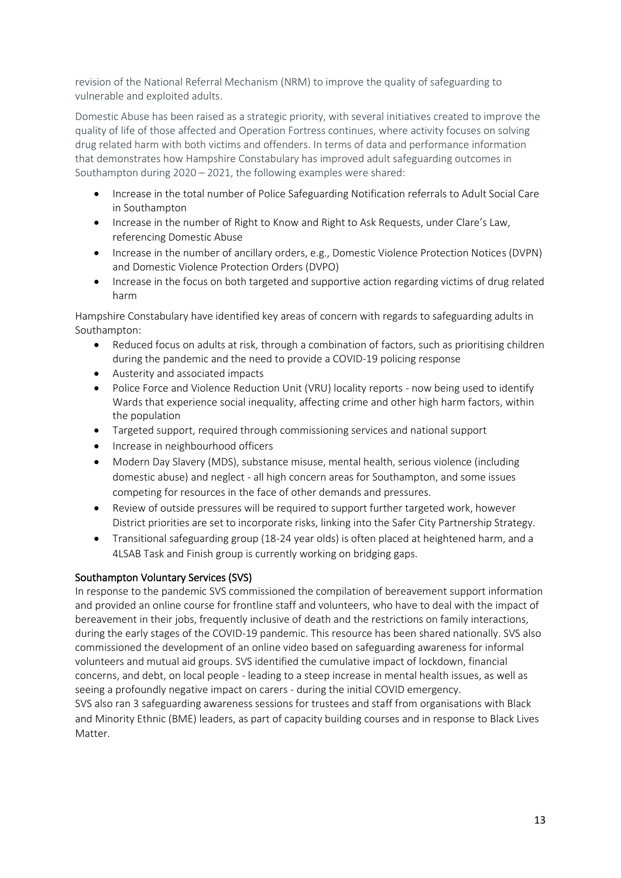revision of the National Referral Mechanism (NRM) to improve the quality of safeguarding to vulnerable and exploited adults.

Domestic Abuse has been raised as a strategic priority, with several initiatives created to improve the quality of life of those affected and Operation Fortress continues, where activity focuses on solving drug related harm with both victims and offenders. In terms of data and performance information that demonstrates how Hampshire Constabulary has improved adult safeguarding outcomes in Southampton during 2020 – 2021, the following examples were shared:

- Increase in the total number of Police Safeguarding Notification referrals to Adult Social Care in Southampton
- Increase in the number of Right to Know and Right to Ask Requests, under Clare's Law, referencing Domestic Abuse
- Increase in the number of ancillary orders, e.g., Domestic Violence Protection Notices (DVPN) and Domestic Violence Protection Orders (DVPO)
- Increase in the focus on both targeted and supportive action regarding victims of drug related harm

Hampshire Constabulary have identified key areas of concern with regards to safeguarding adults in Southampton:

- Reduced focus on adults at risk, through a combination of factors, such as prioritising children during the pandemic and the need to provide a COVID-19 policing response
- Austerity and associated impacts
- Police Force and Violence Reduction Unit (VRU) locality reports - now being used to identify Wards that experience social inequality, affecting crime and other high harm factors, within the population
- Targeted support, required through commissioning services and national support
- Increase in neighbourhood officers
- Modern Day Slavery (MDS), substance misuse, mental health, serious violence (including domestic abuse) and neglect - all high concern areas for Southampton, and some issues competing for resources in the face of other demands and pressures.
- Review of outside pressures will be required to support further targeted work, however District priorities are set to incorporate risks, linking into the Safer City Partnership Strategy.
- Transitional safeguarding group (18-24 year olds) is often placed at heightened harm, and a 4LSAB Task and Finish group is currently working on bridging gaps.

## Southampton Voluntary Services (SVS)

In response to the pandemic SVS commissioned the compilation of bereavement support information and provided an online course for frontline staff and volunteers, who have to deal with the impact of bereavement in their jobs, frequently inclusive of death and the restrictions on family interactions, during the early stages of the COVID-19 pandemic. This resource has been shared nationally. SVS also commissioned the development of an online video based on safeguarding awareness for informal volunteers and mutual aid groups. SVS identified the cumulative impact of lockdown, financial concerns, and debt, on local people - leading to a steep increase in mental health issues, as well as seeing a profoundly negative impact on carers - during the initial COVID emergency.

SVS also ran 3 safeguarding awareness sessions for trustees and staff from organisations with Black and Minority Ethnic (BME) leaders, as part of capacity building courses and in response to Black Lives Matter.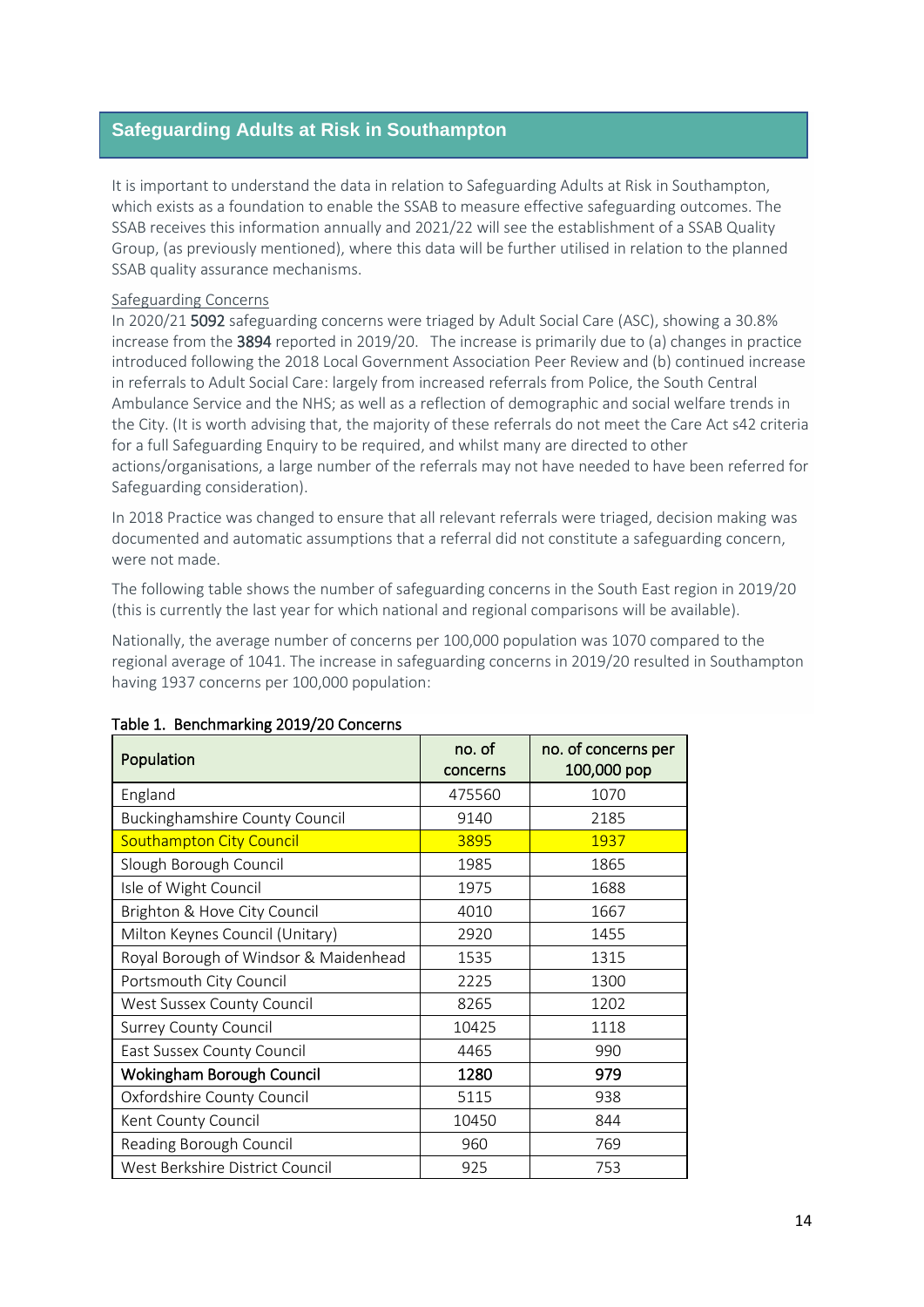## Safeguarding Adults at Risk in Southampton

It is important to understand the data in relation to Safeguarding Adults at Risk in Southampton, which exists as a foundation to enable the SSAB to measure effective safeguarding outcomes. The SSAB receives this information annually and 2021/22 will see the establishment of a SSAB Quality Group, (as previously mentioned), where this data will be further utilised in relation to the planned SSAB quality assurance mechanisms.

Safeguarding Concerns

In 2020/21 **5092** safeguarding concerns were triaged by Adult Social Care (ASC), showing a 30.8% increase from the **3894** reported in 2019/20. The increase is primarily due to (a) changes in practice introduced following the 2018 Local Government Association Peer Review and (b) continued increase in referrals to Adult Social Care: largely from increased referrals from Police, the South Central Ambulance Service and the NHS; as well as a reflection of demographic and social welfare trends in the City. (It is worth advising that, the majority of these referrals do not meet the Care Act s42 criteria for a full Safeguarding Enquiry to be required, and whilst many are directed to other actions/organisations, a large number of the referrals may not have needed to have been referred for Safeguarding consideration).

In 2018 Practice was changed to ensure that all relevant referrals were triaged, decision making was documented and automatic assumptions that a referral did not constitute a safeguarding concern, were not made.

The following table shows the number of safeguarding concerns in the South East region in 2019/20 (this is currently the last year for which national and regional comparisons will be available).

Nationally, the average number of concerns per 100,000 population was 1070 compared to the regional average of 1041. The increase in safeguarding concerns in 2019/20 resulted in Southampton having 1937 concerns per 100,000 population:

Table 1. Benchmarking 2019/20 Concerns

| Population | no. of concerns | no. of concerns per 100,000 pop |
|---|---|---|
| England | 475560 | 1070 |
| Buckinghamshire County Council | 9140 | 2185 |
| Southampton City Council | 3895 | 1937 |
| Slough Borough Council | 1985 | 1865 |
| Isle of Wight Council | 1975 | 1688 |
| Brighton & Hove City Council | 4010 | 1667 |
| Milton Keynes Council (Unitary) | 2920 | 1455 |
| Royal Borough of Windsor & Maidenhead | 1535 | 1315 |
| Portsmouth City Council | 2225 | 1300 |
| West Sussex County Council | 8265 | 1202 |
| Surrey County Council | 10425 | 1118 |
| East Sussex County Council | 4465 | 990 |
| **Wokingham Borough Council** | **1280** | **979** |
| Oxfordshire County Council | 5115 | 938 |
| Kent County Council | 10450 | 844 |
| Reading Borough Council | 960 | 769 |
| West Berkshire District Council | 925 | 753 |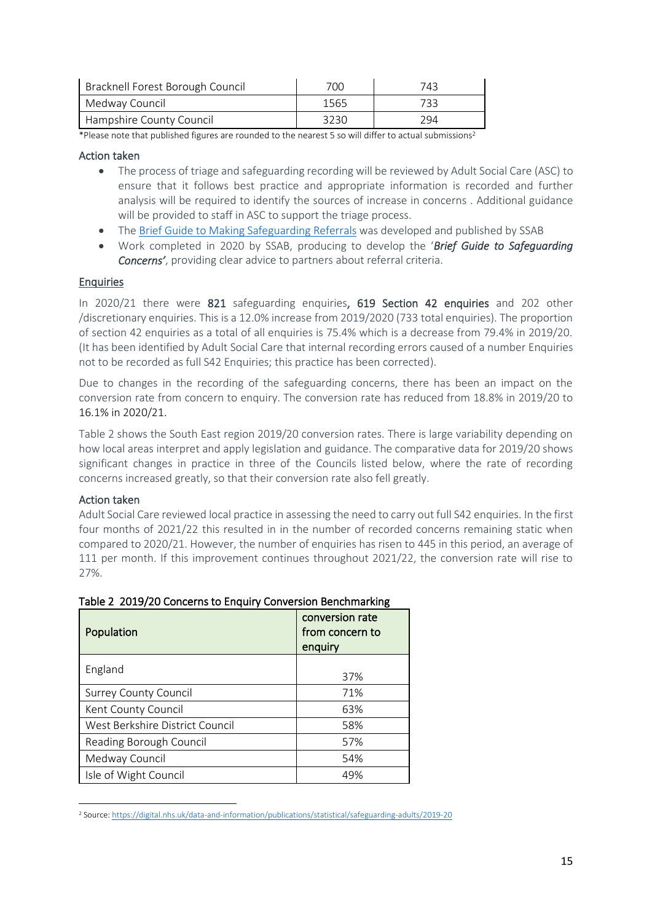| Bracknell Forest Borough Council | 700 | 743 |
|---|---|---|
| Medway Council | 1565 | 733 |
| Hampshire County Council | 3230 | 294 |

*Please note that published figures are rounded to the nearest 5 so will differ to actual submissions[2]

### Action taken

- The process of triage and safeguarding recording will be reviewed by Adult Social Care (ASC) to ensure that it follows best practice and appropriate information is recorded and further analysis will be required to identify the sources of increase in concerns . Additional guidance will be provided to staff in ASC to support the triage process.
- The Brief Guide to Making Safeguarding Referrals was developed and published by SSAB
- Work completed in 2020 by SSAB, producing to develop the '***Brief Guide to Safeguarding Concerns'***, providing clear advice to partners about referral criteria.

### Enquiries

In 2020/21 there were 821 safeguarding enquiries, 619 Section 42 enquiries and 202 other /discretionary enquiries. This is a 12.0% increase from 2019/2020 (733 total enquiries). The proportion of section 42 enquiries as a total of all enquiries is 75.4% which is a decrease from 79.4% in 2019/20. (It has been identified by Adult Social Care that internal recording errors caused of a number Enquiries not to be recorded as full S42 Enquiries; this practice has been corrected).

Due to changes in the recording of the safeguarding concerns, there has been an impact on the conversion rate from concern to enquiry. The conversion rate has reduced from 18.8% in 2019/20 to 16.1% in 2020/21.

Table 2 shows the South East region 2019/20 conversion rates. There is large variability depending on how local areas interpret and apply legislation and guidance. The comparative data for 2019/20 shows significant changes in practice in three of the Councils listed below, where the rate of recording concerns increased greatly, so that their conversion rate also fell greatly.

### Action taken

Adult Social Care reviewed local practice in assessing the need to carry out full S42 enquiries. In the first four months of 2021/22 this resulted in in the number of recorded concerns remaining static when compared to 2020/21. However, the number of enquiries has risen to 445 in this period, an average of 111 per month. If this improvement continues throughout 2021/22, the conversion rate will rise to 27%.

**Table 2 2019/20 Concerns to Enquiry Conversion Benchmarking**

| Population | conversion rate from concern to enquiry |
|---|---|
| England | 37% |
| Surrey County Council | 71% |
| Kent County Council | 63% |
| West Berkshire District Council | 58% |
| Reading Borough Council | 57% |
| Medway Council | 54% |
| Isle of Wight Council | 49% |

[2] Source: https://digital.nhs.uk/data-and-information/publications/statistical/safeguarding-adults/2019-20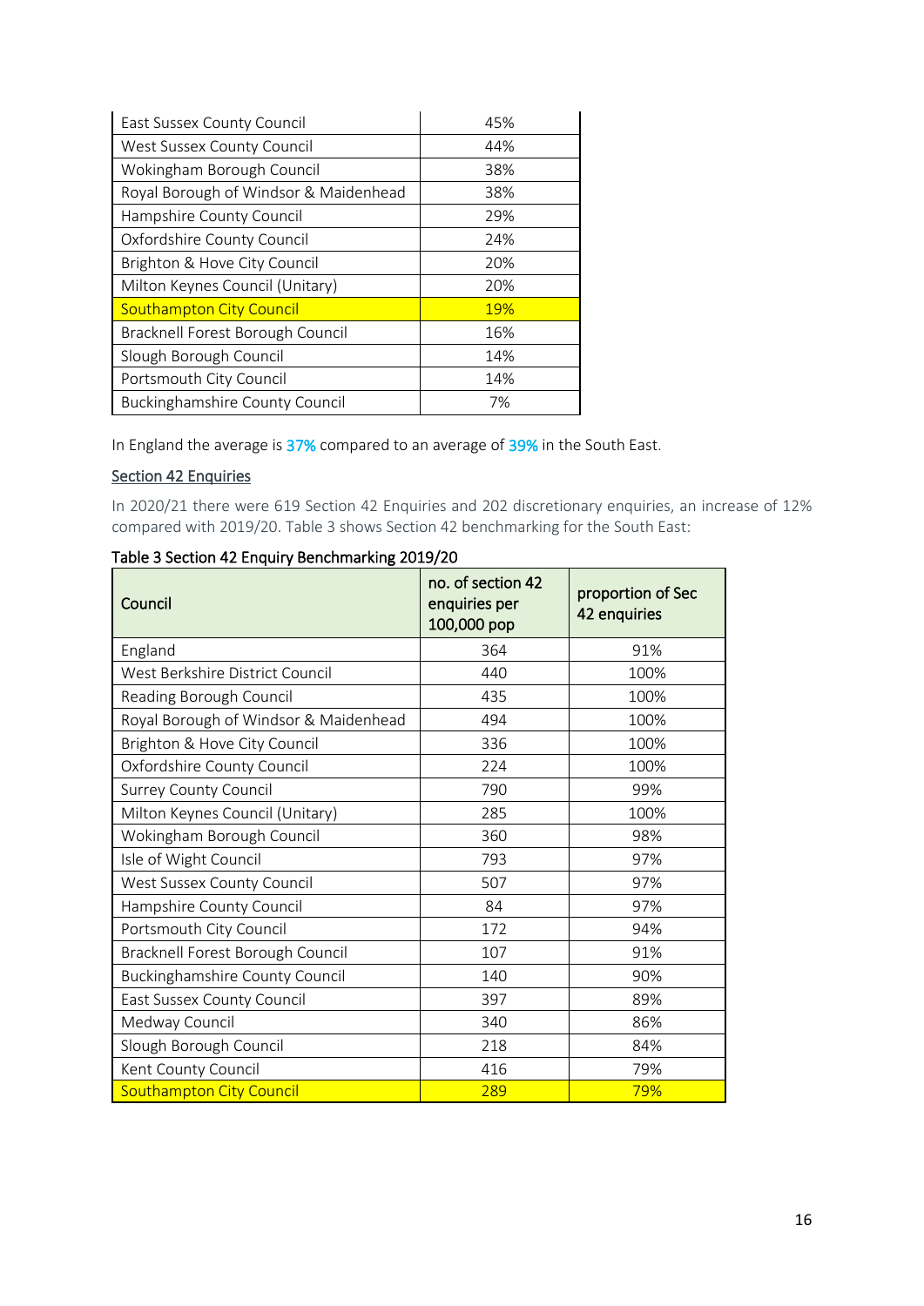| | |
|---|---|
| East Sussex County Council | 45% |
| West Sussex County Council | 44% |
| Wokingham Borough Council | 38% |
| Royal Borough of Windsor & Maidenhead | 38% |
| Hampshire County Council | 29% |
| Oxfordshire County Council | 24% |
| Brighton & Hove City Council | 20% |
| Milton Keynes Council (Unitary) | 20% |
| Southampton City Council | 19% |
| Bracknell Forest Borough Council | 16% |
| Slough Borough Council | 14% |
| Portsmouth City Council | 14% |
| Buckinghamshire County Council | 7% |

In England the average is 37% compared to an average of 39% in the South East.

## Section 42 Enquiries

In 2020/21 there were 619 Section 42 Enquiries and 202 discretionary enquiries, an increase of 12% compared with 2019/20. Table 3 shows Section 42 benchmarking for the South East:

Table 3 Section 42 Enquiry Benchmarking 2019/20

| Council | no. of section 42 enquiries per 100,000 pop | proportion of Sec 42 enquiries |
|---|---|---|
| England | 364 | 91% |
| West Berkshire District Council | 440 | 100% |
| Reading Borough Council | 435 | 100% |
| Royal Borough of Windsor & Maidenhead | 494 | 100% |
| Brighton & Hove City Council | 336 | 100% |
| Oxfordshire County Council | 224 | 100% |
| Surrey County Council | 790 | 99% |
| Milton Keynes Council (Unitary) | 285 | 100% |
| Wokingham Borough Council | 360 | 98% |
| Isle of Wight Council | 793 | 97% |
| West Sussex County Council | 507 | 97% |
| Hampshire County Council | 84 | 97% |
| Portsmouth City Council | 172 | 94% |
| Bracknell Forest Borough Council | 107 | 91% |
| Buckinghamshire County Council | 140 | 90% |
| East Sussex County Council | 397 | 89% |
| Medway Council | 340 | 86% |
| Slough Borough Council | 218 | 84% |
| Kent County Council | 416 | 79% |
| Southampton City Council | 289 | 79% |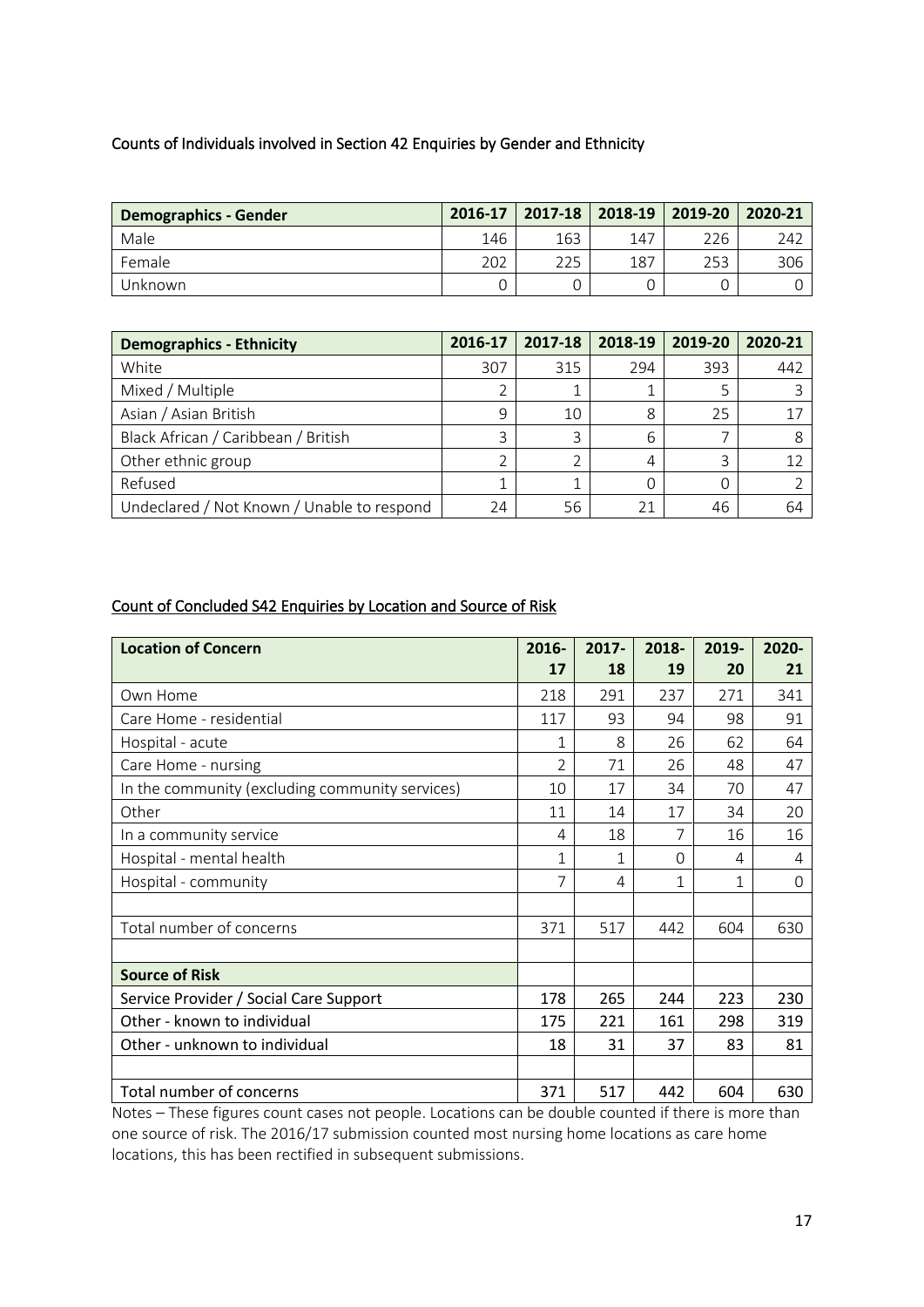Counts of Individuals involved in Section 42 Enquiries by Gender and Ethnicity

| Demographics - Gender | 2016-17 | 2017-18 | 2018-19 | 2019-20 | 2020-21 |
|---|---|---|---|---|---|
| Male | 146 | 163 | 147 | 226 | 242 |
| Female | 202 | 225 | 187 | 253 | 306 |
| Unknown | 0 | 0 | 0 | 0 | 0 |

| Demographics - Ethnicity | 2016-17 | 2017-18 | 2018-19 | 2019-20 | 2020-21 |
|---|---|---|---|---|---|
| White | 307 | 315 | 294 | 393 | 442 |
| Mixed / Multiple | 2 | 1 | 1 | 5 | 3 |
| Asian / Asian British | 9 | 10 | 8 | 25 | 17 |
| Black African / Caribbean / British | 3 | 3 | 6 | 7 | 8 |
| Other ethnic group | 2 | 2 | 4 | 3 | 12 |
| Refused | 1 | 1 | 0 | 0 | 2 |
| Undeclared / Not Known / Unable to respond | 24 | 56 | 21 | 46 | 64 |

Count of Concluded S42 Enquiries by Location and Source of Risk

| Location of Concern | 2016-17 | 2017-18 | 2018-19 | 2019-20 | 2020-21 |
|---|---|---|---|---|---|
| Own Home | 218 | 291 | 237 | 271 | 341 |
| Care Home - residential | 117 | 93 | 94 | 98 | 91 |
| Hospital - acute | 1 | 8 | 26 | 62 | 64 |
| Care Home - nursing | 2 | 71 | 26 | 48 | 47 |
| In the community (excluding community services) | 10 | 17 | 34 | 70 | 47 |
| Other | 11 | 14 | 17 | 34 | 20 |
| In a community service | 4 | 18 | 7 | 16 | 16 |
| Hospital - mental health | 1 | 1 | 0 | 4 | 4 |
| Hospital - community | 7 | 4 | 1 | 1 | 0 |
| | | | | | |
| Total number of concerns | 371 | 517 | 442 | 604 | 630 |
| | | | | | |
| **Source of Risk** | | | | | |
| Service Provider / Social Care Support | 178 | 265 | 244 | 223 | 230 |
| Other - known to individual | 175 | 221 | 161 | 298 | 319 |
| Other - unknown to individual | 18 | 31 | 37 | 83 | 81 |
| | | | | | |
| Total number of concerns | 371 | 517 | 442 | 604 | 630 |

Notes – These figures count cases not people. Locations can be double counted if there is more than one source of risk. The 2016/17 submission counted most nursing home locations as care home locations, this has been rectified in subsequent submissions.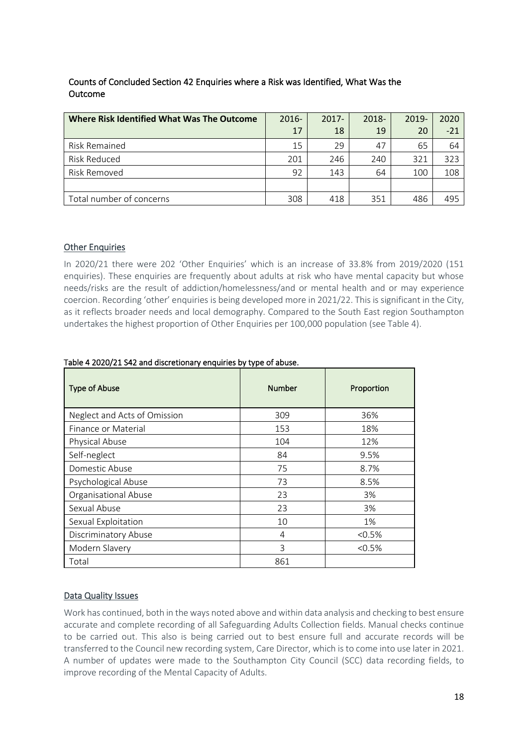## Counts of Concluded Section 42 Enquiries where a Risk was Identified, What Was the Outcome

| Where Risk Identified What Was The Outcome | 2016-17 | 2017-18 | 2018-19 | 2019-20 | 2020-21 |
|---|---|---|---|---|---|
| Risk Remained | 15 | 29 | 47 | 65 | 64 |
| Risk Reduced | 201 | 246 | 240 | 321 | 323 |
| Risk Removed | 92 | 143 | 64 | 100 | 108 |
| | | | | | |
| Total number of concerns | 308 | 418 | 351 | 486 | 495 |

## Other Enquiries

In 2020/21 there were 202 'Other Enquiries' which is an increase of 33.8% from 2019/2020 (151 enquiries). These enquiries are frequently about adults at risk who have mental capacity but whose needs/risks are the result of addiction/homelessness/and or mental health and or may experience coercion. Recording 'other' enquiries is being developed more in 2021/22. This is significant in the City, as it reflects broader needs and local demography. Compared to the South East region Southampton undertakes the highest proportion of Other Enquiries per 100,000 population (see Table 4).

Table 4 2020/21 S42 and discretionary enquiries by type of abuse.

| Type of Abuse | Number | Proportion |
|---|---|---|
| Neglect and Acts of Omission | 309 | 36% |
| Finance or Material | 153 | 18% |
| Physical Abuse | 104 | 12% |
| Self-neglect | 84 | 9.5% |
| Domestic Abuse | 75 | 8.7% |
| Psychological Abuse | 73 | 8.5% |
| Organisational Abuse | 23 | 3% |
| Sexual Abuse | 23 | 3% |
| Sexual Exploitation | 10 | 1% |
| Discriminatory Abuse | 4 | <0.5% |
| Modern Slavery | 3 | <0.5% |
| Total | 861 | |

## Data Quality Issues

Work has continued, both in the ways noted above and within data analysis and checking to best ensure accurate and complete recording of all Safeguarding Adults Collection fields. Manual checks continue to be carried out. This also is being carried out to best ensure full and accurate records will be transferred to the Council new recording system, Care Director, which is to come into use later in 2021. A number of updates were made to the Southampton City Council (SCC) data recording fields, to improve recording of the Mental Capacity of Adults.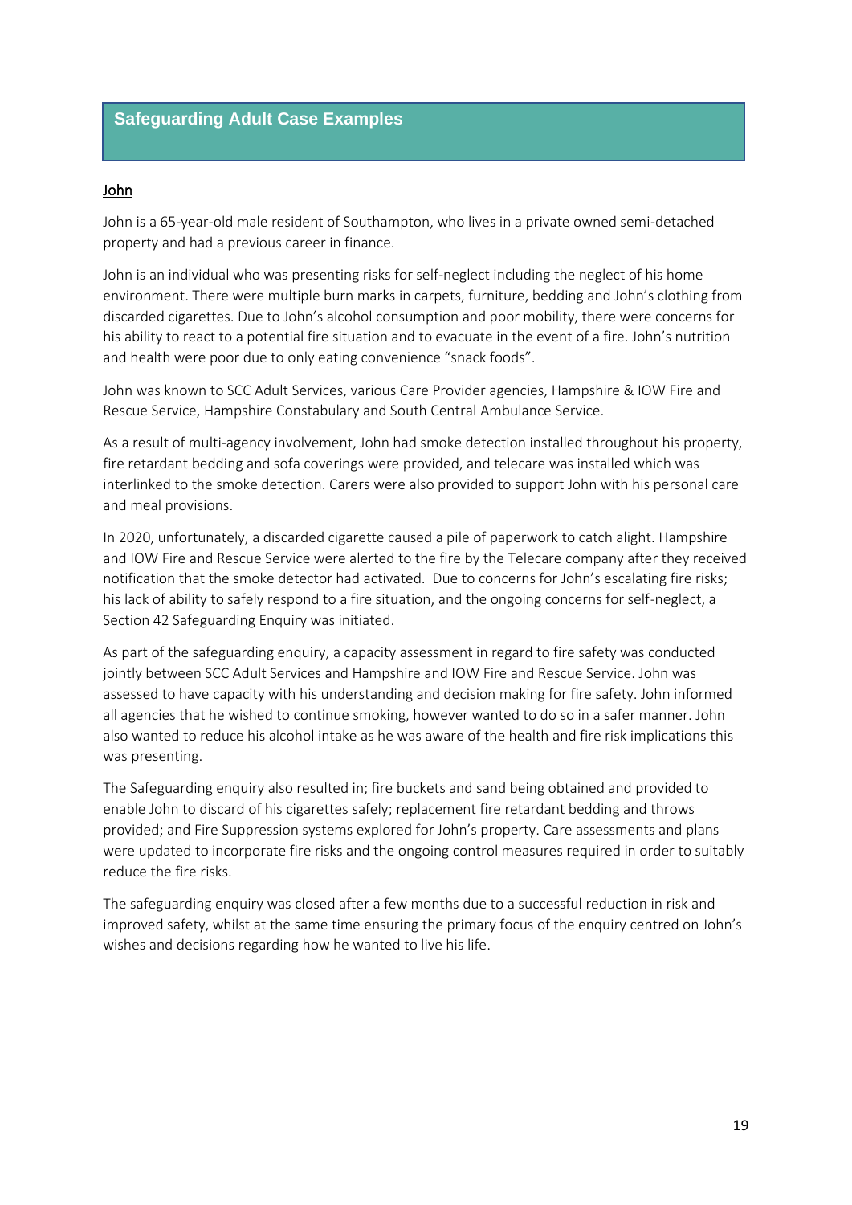## Safeguarding Adult Case Examples

### John

John is a 65-year-old male resident of Southampton, who lives in a private owned semi-detached property and had a previous career in finance.

John is an individual who was presenting risks for self-neglect including the neglect of his home environment. There were multiple burn marks in carpets, furniture, bedding and John's clothing from discarded cigarettes. Due to John's alcohol consumption and poor mobility, there were concerns for his ability to react to a potential fire situation and to evacuate in the event of a fire. John's nutrition and health were poor due to only eating convenience "snack foods".

John was known to SCC Adult Services, various Care Provider agencies, Hampshire & IOW Fire and Rescue Service, Hampshire Constabulary and South Central Ambulance Service.

As a result of multi-agency involvement, John had smoke detection installed throughout his property, fire retardant bedding and sofa coverings were provided, and telecare was installed which was interlinked to the smoke detection. Carers were also provided to support John with his personal care and meal provisions.

In 2020, unfortunately, a discarded cigarette caused a pile of paperwork to catch alight. Hampshire and IOW Fire and Rescue Service were alerted to the fire by the Telecare company after they received notification that the smoke detector had activated. Due to concerns for John's escalating fire risks; his lack of ability to safely respond to a fire situation, and the ongoing concerns for self-neglect, a Section 42 Safeguarding Enquiry was initiated.

As part of the safeguarding enquiry, a capacity assessment in regard to fire safety was conducted jointly between SCC Adult Services and Hampshire and IOW Fire and Rescue Service. John was assessed to have capacity with his understanding and decision making for fire safety. John informed all agencies that he wished to continue smoking, however wanted to do so in a safer manner. John also wanted to reduce his alcohol intake as he was aware of the health and fire risk implications this was presenting.

The Safeguarding enquiry also resulted in; fire buckets and sand being obtained and provided to enable John to discard of his cigarettes safely; replacement fire retardant bedding and throws provided; and Fire Suppression systems explored for John's property. Care assessments and plans were updated to incorporate fire risks and the ongoing control measures required in order to suitably reduce the fire risks.

The safeguarding enquiry was closed after a few months due to a successful reduction in risk and improved safety, whilst at the same time ensuring the primary focus of the enquiry centred on John's wishes and decisions regarding how he wanted to live his life.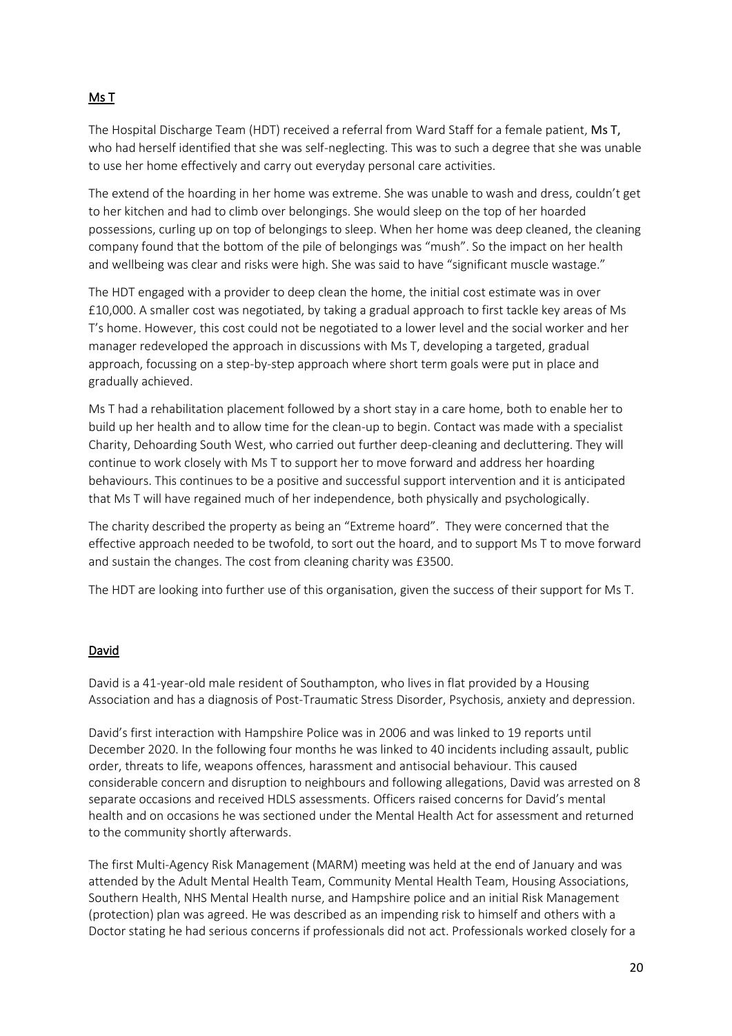## Ms T

The Hospital Discharge Team (HDT) received a referral from Ward Staff for a female patient, **Ms T,** who had herself identified that she was self-neglecting. This was to such a degree that she was unable to use her home effectively and carry out everyday personal care activities.

The extend of the hoarding in her home was extreme. She was unable to wash and dress, couldn't get to her kitchen and had to climb over belongings. She would sleep on the top of her hoarded possessions, curling up on top of belongings to sleep. When her home was deep cleaned, the cleaning company found that the bottom of the pile of belongings was "mush". So the impact on her health and wellbeing was clear and risks were high. She was said to have "significant muscle wastage."

The HDT engaged with a provider to deep clean the home, the initial cost estimate was in over £10,000. A smaller cost was negotiated, by taking a gradual approach to first tackle key areas of Ms T's home. However, this cost could not be negotiated to a lower level and the social worker and her manager redeveloped the approach in discussions with Ms T, developing a targeted, gradual approach, focussing on a step-by-step approach where short term goals were put in place and gradually achieved.

Ms T had a rehabilitation placement followed by a short stay in a care home, both to enable her to build up her health and to allow time for the clean-up to begin. Contact was made with a specialist Charity, Dehoarding South West, who carried out further deep-cleaning and decluttering. They will continue to work closely with Ms T to support her to move forward and address her hoarding behaviours. This continues to be a positive and successful support intervention and it is anticipated that Ms T will have regained much of her independence, both physically and psychologically.

The charity described the property as being an "Extreme hoard". They were concerned that the effective approach needed to be twofold, to sort out the hoard, and to support Ms T to move forward and sustain the changes. The cost from cleaning charity was £3500.

The HDT are looking into further use of this organisation, given the success of their support for Ms T.

## David

David is a 41-year-old male resident of Southampton, who lives in flat provided by a Housing Association and has a diagnosis of Post-Traumatic Stress Disorder, Psychosis, anxiety and depression.

David's first interaction with Hampshire Police was in 2006 and was linked to 19 reports until December 2020. In the following four months he was linked to 40 incidents including assault, public order, threats to life, weapons offences, harassment and antisocial behaviour. This caused considerable concern and disruption to neighbours and following allegations, David was arrested on 8 separate occasions and received HDLS assessments. Officers raised concerns for David's mental health and on occasions he was sectioned under the Mental Health Act for assessment and returned to the community shortly afterwards.

The first Multi-Agency Risk Management (MARM) meeting was held at the end of January and was attended by the Adult Mental Health Team, Community Mental Health Team, Housing Associations, Southern Health, NHS Mental Health nurse, and Hampshire police and an initial Risk Management (protection) plan was agreed. He was described as an impending risk to himself and others with a Doctor stating he had serious concerns if professionals did not act. Professionals worked closely for a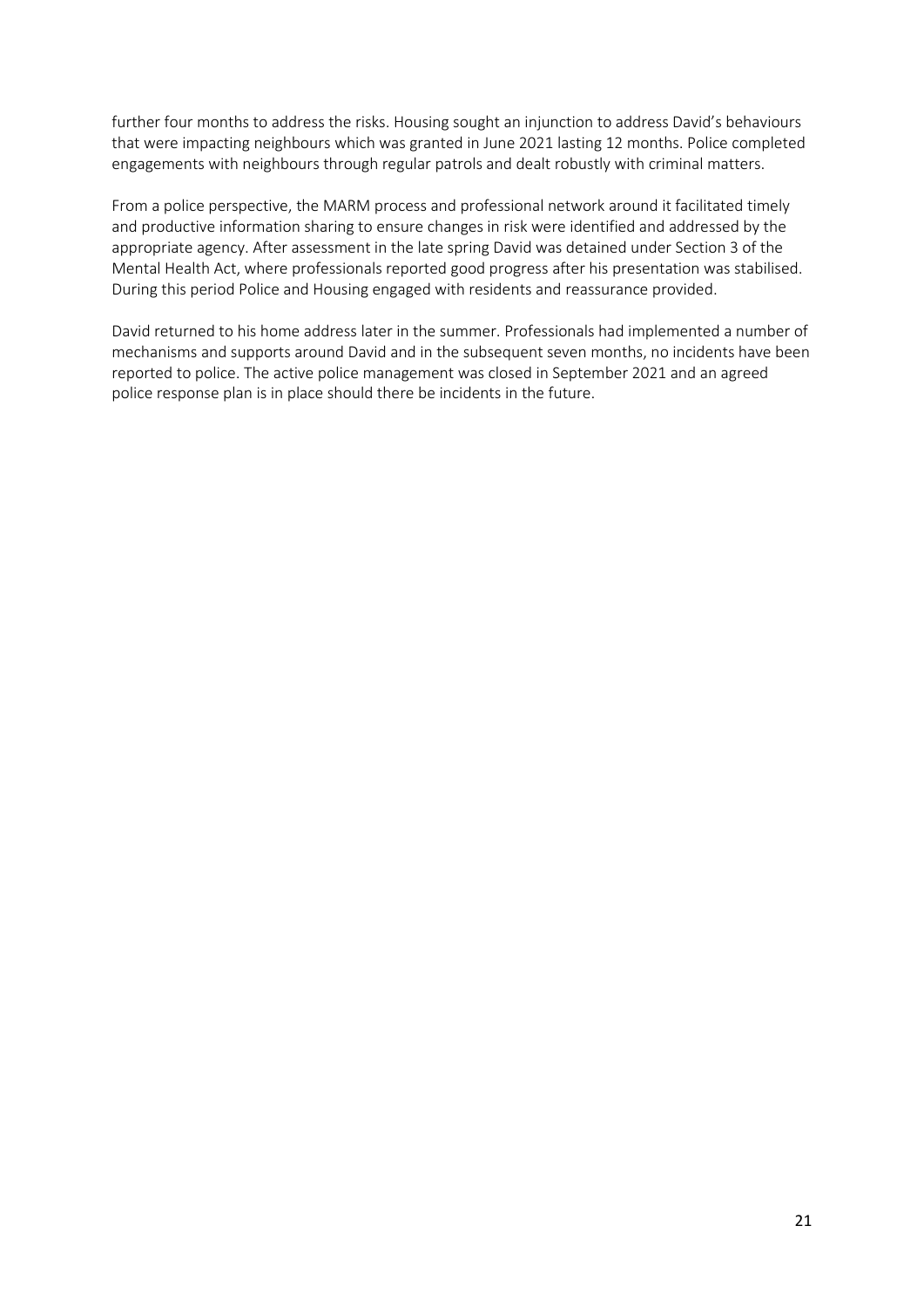further four months to address the risks. Housing sought an injunction to address David's behaviours that were impacting neighbours which was granted in June 2021 lasting 12 months. Police completed engagements with neighbours through regular patrols and dealt robustly with criminal matters.

From a police perspective, the MARM process and professional network around it facilitated timely and productive information sharing to ensure changes in risk were identified and addressed by the appropriate agency. After assessment in the late spring David was detained under Section 3 of the Mental Health Act, where professionals reported good progress after his presentation was stabilised. During this period Police and Housing engaged with residents and reassurance provided.

David returned to his home address later in the summer. Professionals had implemented a number of mechanisms and supports around David and in the subsequent seven months, no incidents have been reported to police. The active police management was closed in September 2021 and an agreed police response plan is in place should there be incidents in the future.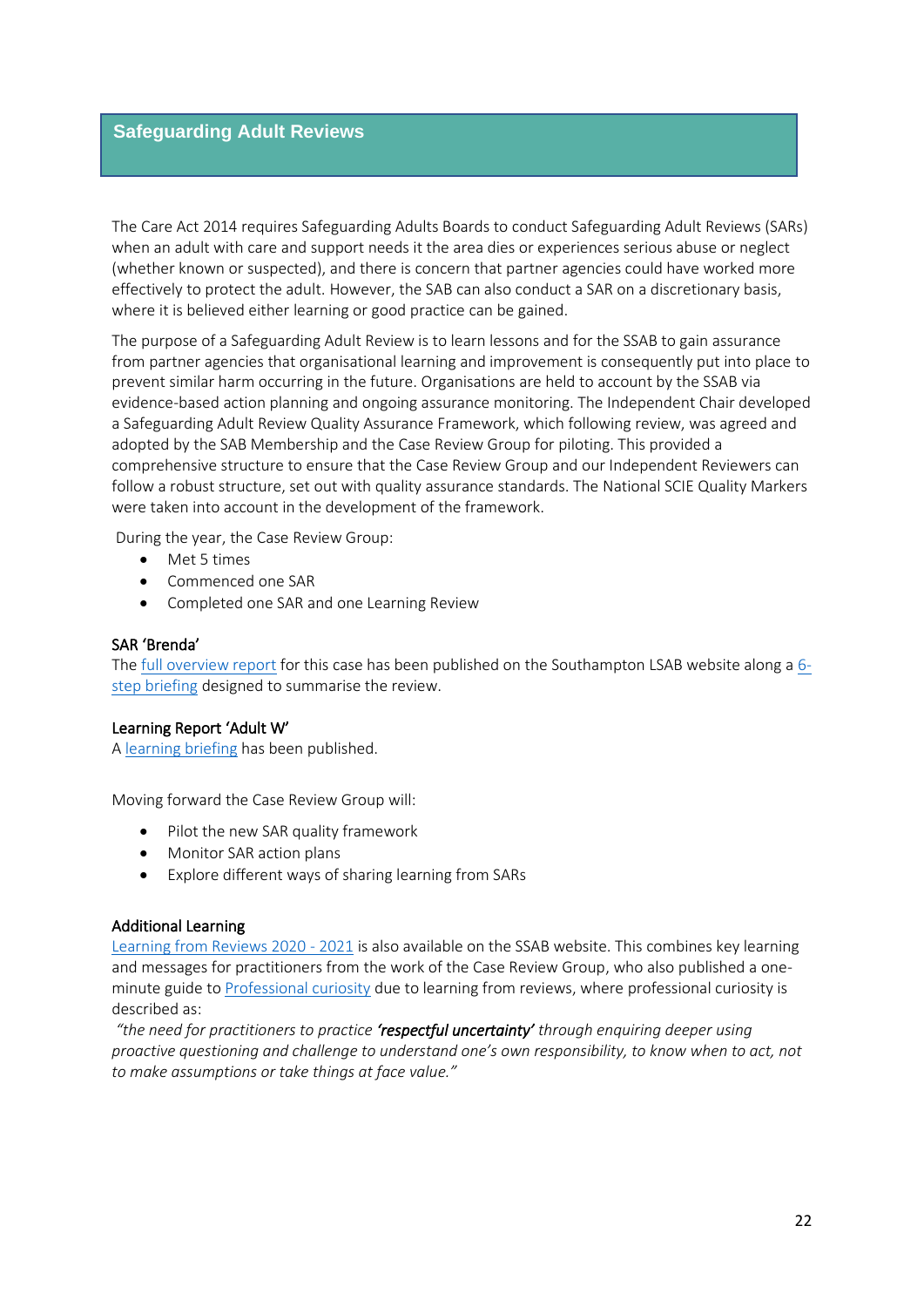## Safeguarding Adult Reviews

The Care Act 2014 requires Safeguarding Adults Boards to conduct Safeguarding Adult Reviews (SARs) when an adult with care and support needs it the area dies or experiences serious abuse or neglect (whether known or suspected), and there is concern that partner agencies could have worked more effectively to protect the adult. However, the SAB can also conduct a SAR on a discretionary basis, where it is believed either learning or good practice can be gained.

The purpose of a Safeguarding Adult Review is to learn lessons and for the SSAB to gain assurance from partner agencies that organisational learning and improvement is consequently put into place to prevent similar harm occurring in the future. Organisations are held to account by the SSAB via evidence-based action planning and ongoing assurance monitoring. The Independent Chair developed a Safeguarding Adult Review Quality Assurance Framework, which following review, was agreed and adopted by the SAB Membership and the Case Review Group for piloting. This provided a comprehensive structure to ensure that the Case Review Group and our Independent Reviewers can follow a robust structure, set out with quality assurance standards. The National SCIE Quality Markers were taken into account in the development of the framework.

During the year, the Case Review Group:

- Met 5 times
- Commenced one SAR
- Completed one SAR and one Learning Review

**SAR 'Brenda'**
The full overview report for this case has been published on the Southampton LSAB website along a 6-step briefing designed to summarise the review.

**Learning Report 'Adult W'**
A learning briefing has been published.

Moving forward the Case Review Group will:

- Pilot the new SAR quality framework
- Monitor SAR action plans
- Explore different ways of sharing learning from SARs

**Additional Learning**
Learning from Reviews 2020 - 2021 is also available on the SSAB website. This combines key learning and messages for practitioners from the work of the Case Review Group, who also published a one-minute guide to Professional curiosity due to learning from reviews, where professional curiosity is described as:

*"the need for practitioners to practice **'respectful uncertainty'** through enquiring deeper using proactive questioning and challenge to understand one's own responsibility, to know when to act, not to make assumptions or take things at face value."*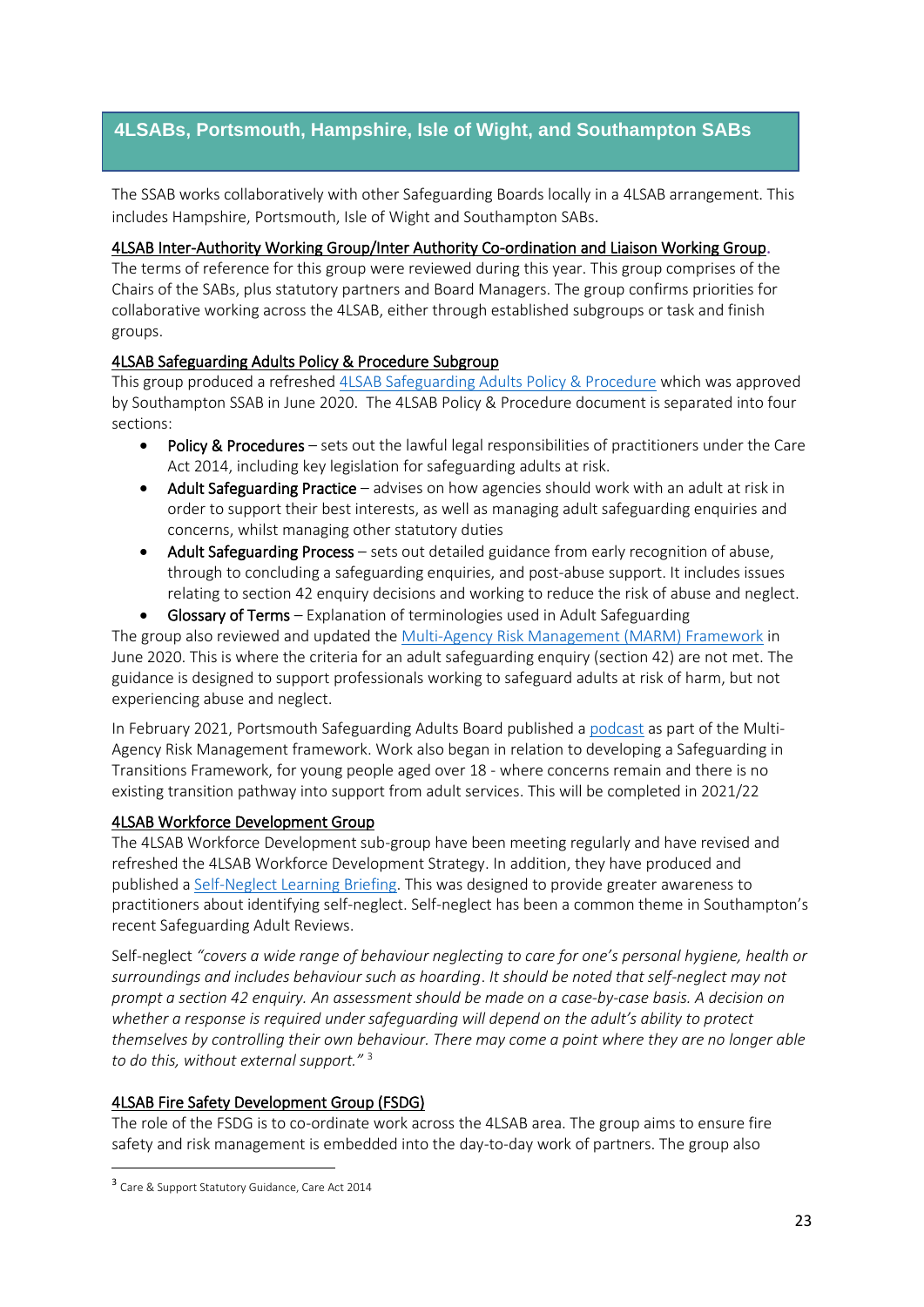## 4LSABs, Portsmouth, Hampshire, Isle of Wight, and Southampton SABs

The SSAB works collaboratively with other Safeguarding Boards locally in a 4LSAB arrangement. This includes Hampshire, Portsmouth, Isle of Wight and Southampton SABs.

### 4LSAB Inter-Authority Working Group/Inter Authority Co-ordination and Liaison Working Group.

The terms of reference for this group were reviewed during this year. This group comprises of the Chairs of the SABs, plus statutory partners and Board Managers. The group confirms priorities for collaborative working across the 4LSAB, either through established subgroups or task and finish groups.

### 4LSAB Safeguarding Adults Policy & Procedure Subgroup

This group produced a refreshed 4LSAB Safeguarding Adults Policy & Procedure which was approved by Southampton SSAB in June 2020. The 4LSAB Policy & Procedure document is separated into four sections:

- **Policy & Procedures** – sets out the lawful legal responsibilities of practitioners under the Care Act 2014, including key legislation for safeguarding adults at risk.
- **Adult Safeguarding Practice** – advises on how agencies should work with an adult at risk in order to support their best interests, as well as managing adult safeguarding enquiries and concerns, whilst managing other statutory duties
- **Adult Safeguarding Process** – sets out detailed guidance from early recognition of abuse, through to concluding a safeguarding enquiries, and post-abuse support. It includes issues relating to section 42 enquiry decisions and working to reduce the risk of abuse and neglect.
- **Glossary of Terms** – Explanation of terminologies used in Adult Safeguarding

The group also reviewed and updated the Multi-Agency Risk Management (MARM) Framework in June 2020. This is where the criteria for an adult safeguarding enquiry (section 42) are not met. The guidance is designed to support professionals working to safeguard adults at risk of harm, but not experiencing abuse and neglect.

In February 2021, Portsmouth Safeguarding Adults Board published a podcast as part of the Multi-Agency Risk Management framework. Work also began in relation to developing a Safeguarding in Transitions Framework, for young people aged over 18 - where concerns remain and there is no existing transition pathway into support from adult services. This will be completed in 2021/22

### 4LSAB Workforce Development Group

The 4LSAB Workforce Development sub-group have been meeting regularly and have revised and refreshed the 4LSAB Workforce Development Strategy. In addition, they have produced and published a Self-Neglect Learning Briefing. This was designed to provide greater awareness to practitioners about identifying self-neglect. Self-neglect has been a common theme in Southampton's recent Safeguarding Adult Reviews.

Self-neglect *"covers a wide range of behaviour neglecting to care for one's personal hygiene, health or surroundings and includes behaviour such as hoarding. It should be noted that self-neglect may not prompt a section 42 enquiry. An assessment should be made on a case-by-case basis. A decision on whether a response is required under safeguarding will depend on the adult's ability to protect themselves by controlling their own behaviour. There may come a point where they are no longer able to do this, without external support."* [3]

### 4LSAB Fire Safety Development Group (FSDG)

The role of the FSDG is to co-ordinate work across the 4LSAB area. The group aims to ensure fire safety and risk management is embedded into the day-to-day work of partners. The group also

---

[3] Care & Support Statutory Guidance, Care Act 2014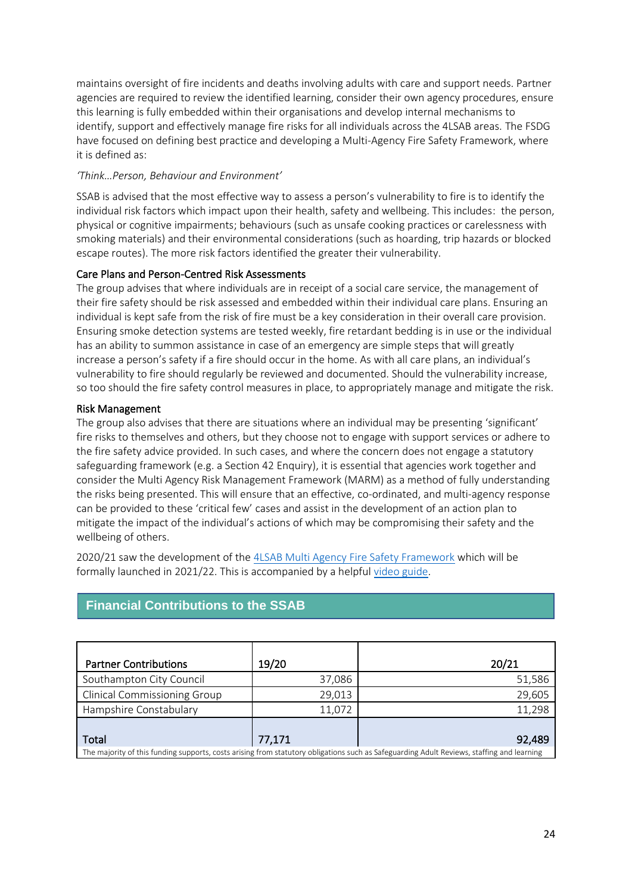maintains oversight of fire incidents and deaths involving adults with care and support needs. Partner agencies are required to review the identified learning, consider their own agency procedures, ensure this learning is fully embedded within their organisations and develop internal mechanisms to identify, support and effectively manage fire risks for all individuals across the 4LSAB areas. The FSDG have focused on defining best practice and developing a Multi-Agency Fire Safety Framework, where it is defined as:

*'Think…Person, Behaviour and Environment'*

SSAB is advised that the most effective way to assess a person's vulnerability to fire is to identify the individual risk factors which impact upon their health, safety and wellbeing. This includes: the person, physical or cognitive impairments; behaviours (such as unsafe cooking practices or carelessness with smoking materials) and their environmental considerations (such as hoarding, trip hazards or blocked escape routes). The more risk factors identified the greater their vulnerability.

### Care Plans and Person-Centred Risk Assessments

The group advises that where individuals are in receipt of a social care service, the management of their fire safety should be risk assessed and embedded within their individual care plans. Ensuring an individual is kept safe from the risk of fire must be a key consideration in their overall care provision. Ensuring smoke detection systems are tested weekly, fire retardant bedding is in use or the individual has an ability to summon assistance in case of an emergency are simple steps that will greatly increase a person's safety if a fire should occur in the home. As with all care plans, an individual's vulnerability to fire should regularly be reviewed and documented. Should the vulnerability increase, so too should the fire safety control measures in place, to appropriately manage and mitigate the risk.

### Risk Management

The group also advises that there are situations where an individual may be presenting 'significant' fire risks to themselves and others, but they choose not to engage with support services or adhere to the fire safety advice provided. In such cases, and where the concern does not engage a statutory safeguarding framework (e.g. a Section 42 Enquiry), it is essential that agencies work together and consider the Multi Agency Risk Management Framework (MARM) as a method of fully understanding the risks being presented. This will ensure that an effective, co-ordinated, and multi-agency response can be provided to these 'critical few' cases and assist in the development of an action plan to mitigate the impact of the individual's actions of which may be compromising their safety and the wellbeing of others.

2020/21 saw the development of the 4LSAB Multi Agency Fire Safety Framework which will be formally launched in 2021/22. This is accompanied by a helpful video guide.

## Financial Contributions to the SSAB

| Partner Contributions | 19/20 | 20/21 |
|---|---|---|
| Southampton City Council | 37,086 | 51,586 |
| Clinical Commissioning Group | 29,013 | 29,605 |
| Hampshire Constabulary | 11,072 | 11,298 |
| **Total** | **77,171** | **92,489** |

The majority of this funding supports, costs arising from statutory obligations such as Safeguarding Adult Reviews, staffing and learning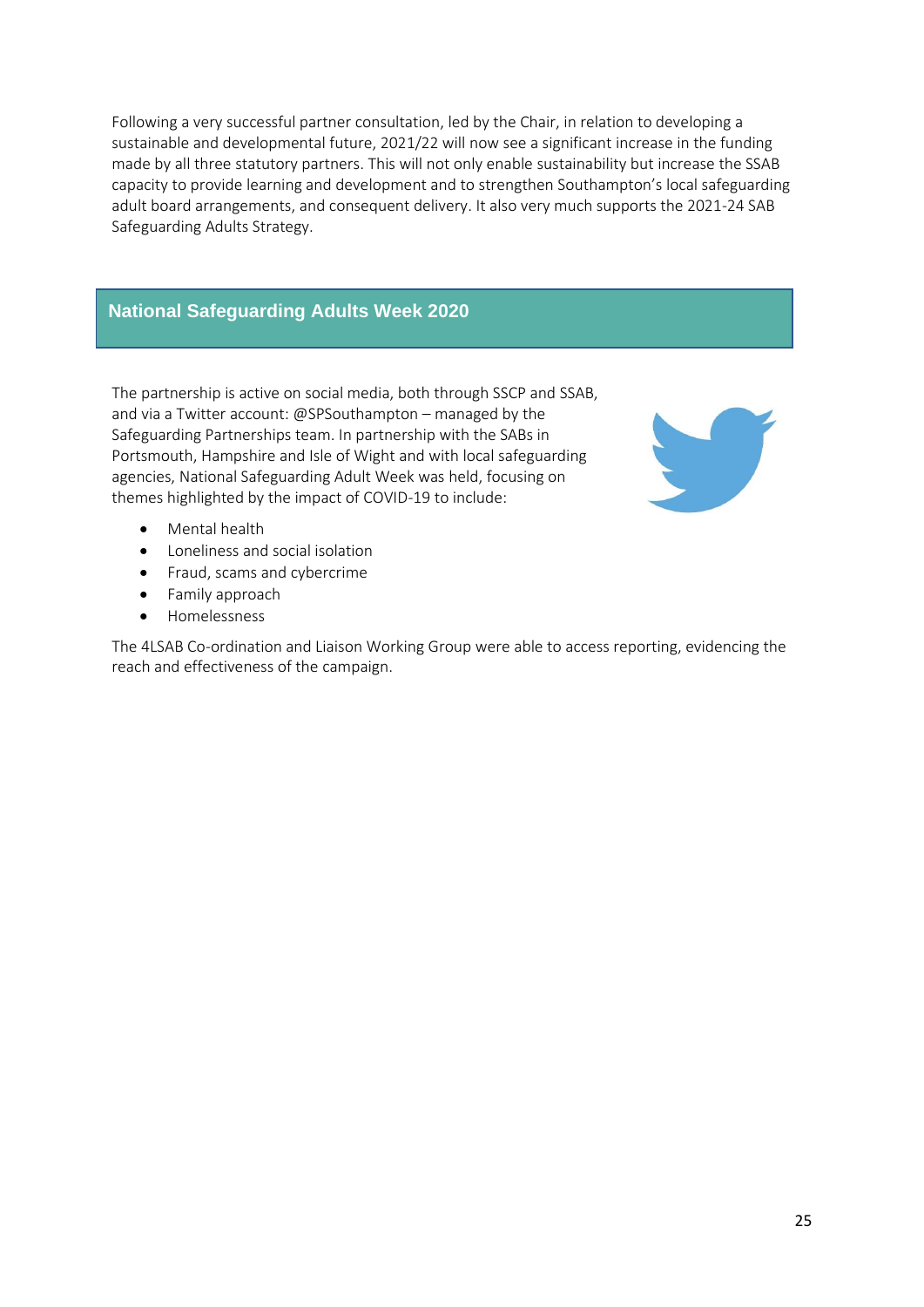Following a very successful partner consultation, led by the Chair, in relation to developing a sustainable and developmental future, 2021/22 will now see a significant increase in the funding made by all three statutory partners. This will not only enable sustainability but increase the SSAB capacity to provide learning and development and to strengthen Southampton's local safeguarding adult board arrangements, and consequent delivery. It also very much supports the 2021-24 SAB Safeguarding Adults Strategy.

## National Safeguarding Adults Week 2020

The partnership is active on social media, both through SSCP and SSAB, and via a Twitter account: @SPSouthampton – managed by the Safeguarding Partnerships team. In partnership with the SABs in Portsmouth, Hampshire and Isle of Wight and with local safeguarding agencies, National Safeguarding Adult Week was held, focusing on themes highlighted by the impact of COVID-19 to include:

- Mental health
- Loneliness and social isolation
- Fraud, scams and cybercrime
- Family approach
- Homelessness

The 4LSAB Co-ordination and Liaison Working Group were able to access reporting, evidencing the reach and effectiveness of the campaign.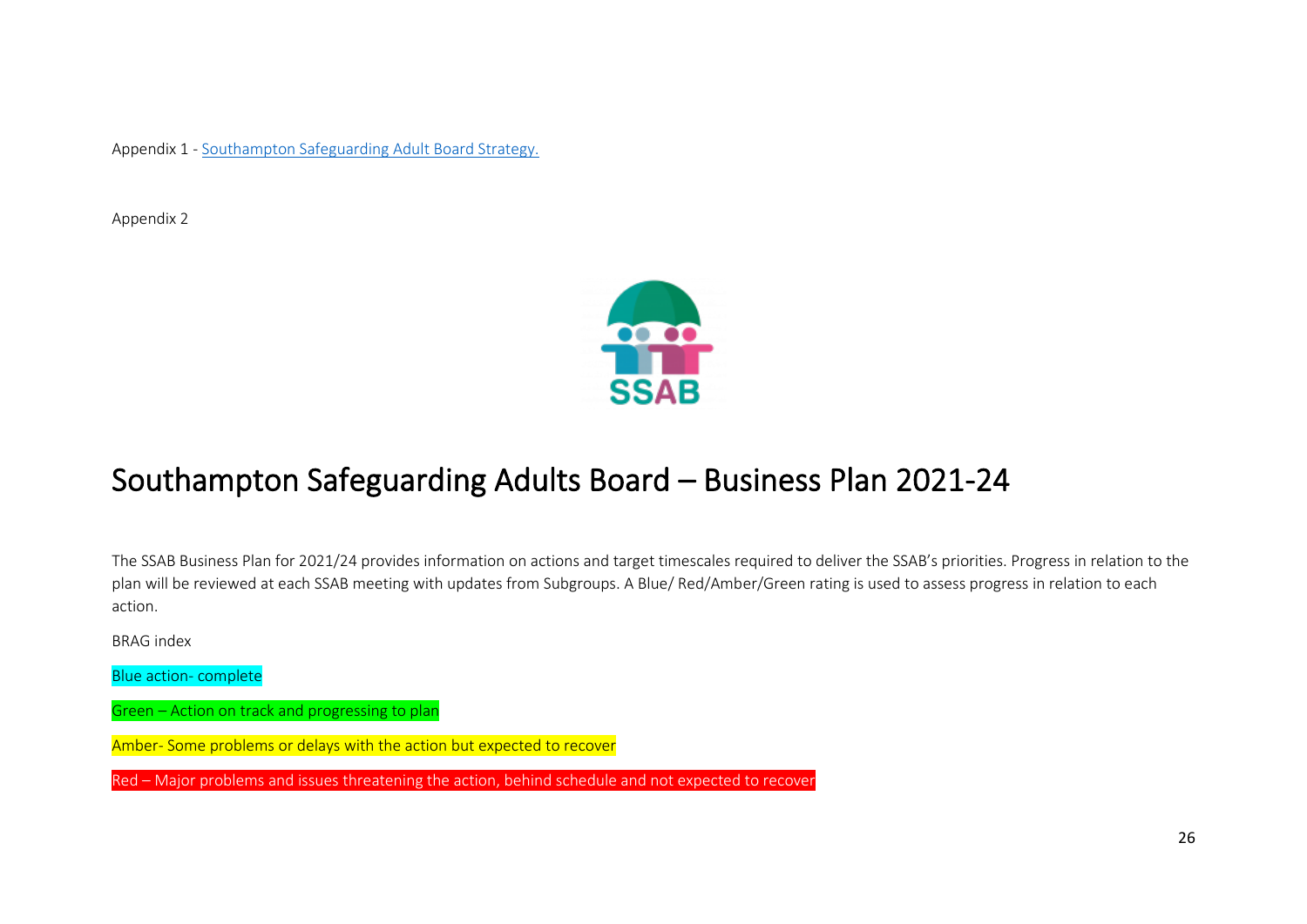Appendix 1 - [Southampton Safeguarding Adult Board Strategy.]()

Appendix 2

# Southampton Safeguarding Adults Board – Business Plan 2021-24

The SSAB Business Plan for 2021/24 provides information on actions and target timescales required to deliver the SSAB's priorities. Progress in relation to the plan will be reviewed at each SSAB meeting with updates from Subgroups. A Blue/ Red/Amber/Green rating is used to assess progress in relation to each action.

BRAG index

Blue action- complete

Green – Action on track and progressing to plan

Amber- Some problems or delays with the action but expected to recover

Red – Major problems and issues threatening the action, behind schedule and not expected to recover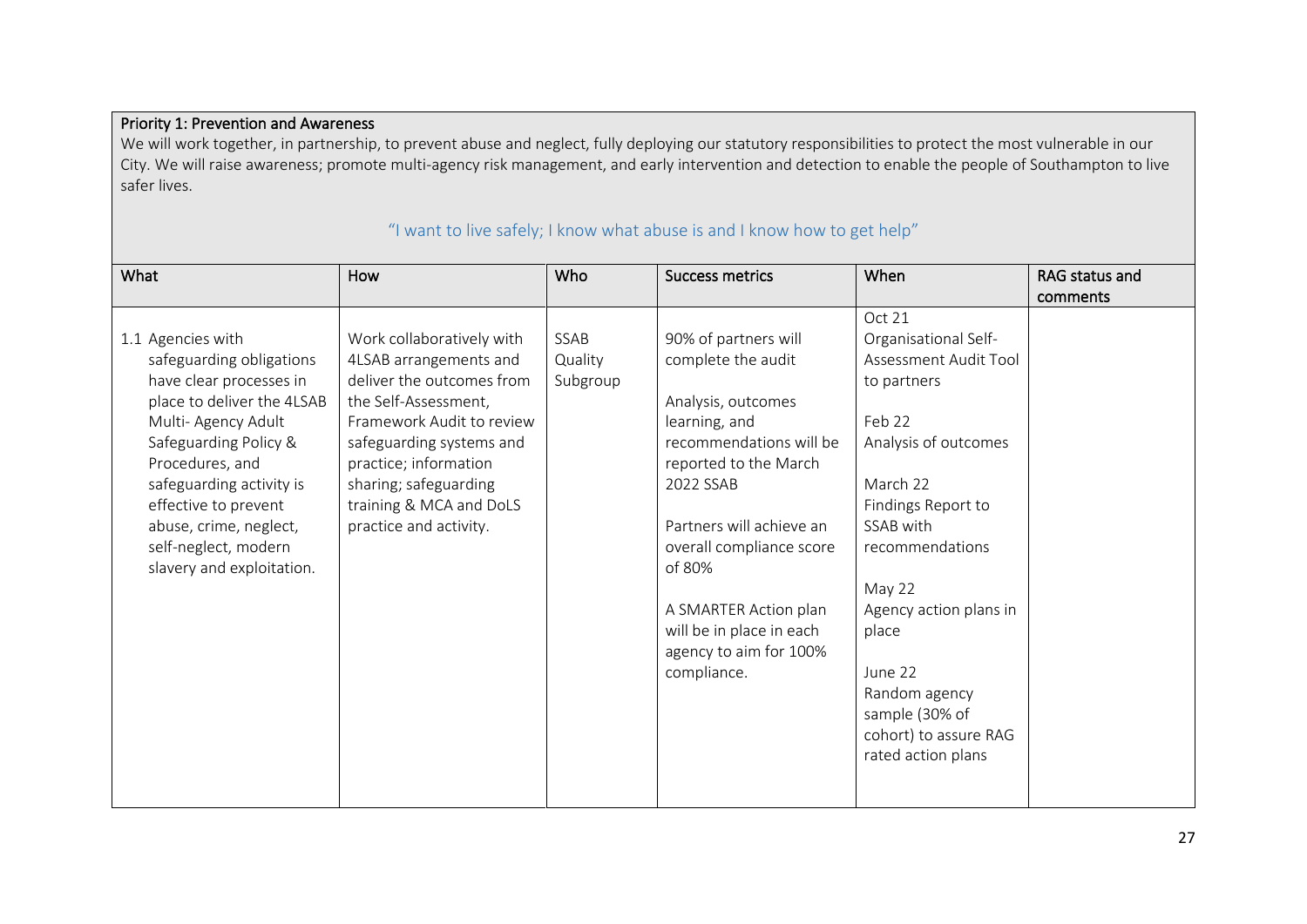**Priority 1: Prevention and Awareness**

We will work together, in partnership, to prevent abuse and neglect, fully deploying our statutory responsibilities to protect the most vulnerable in our City. We will raise awareness; promote multi-agency risk management, and early intervention and detection to enable the people of Southampton to live safer lives.

*"I want to live safely; I know what abuse is and I know how to get help"*

| What | How | Who | Success metrics | When | RAG status and comments |
|---|---|---|---|---|---|
| 1.1 Agencies with safeguarding obligations have clear processes in place to deliver the 4LSAB Multi- Agency Adult Safeguarding Policy & Procedures, and safeguarding activity is effective to prevent abuse, crime, neglect, self-neglect, modern slavery and exploitation. | Work collaboratively with 4LSAB arrangements and deliver the outcomes from the Self-Assessment, Framework Audit to review safeguarding systems and practice; information sharing; safeguarding training & MCA and DoLS practice and activity. | SSAB Quality Subgroup | 90% of partners will complete the audit<br><br>Analysis, outcomes learning, and recommendations will be reported to the March 2022 SSAB<br><br>Partners will achieve an overall compliance score of 80%<br><br>A SMARTER Action plan will be in place in each agency to aim for 100% compliance. | Oct 21<br>Organisational Self-Assessment Audit Tool to partners<br><br>Feb 22<br>Analysis of outcomes<br><br>March 22<br>Findings Report to SSAB with recommendations<br><br>May 22<br>Agency action plans in place<br><br>June 22<br>Random agency sample (30% of cohort) to assure RAG rated action plans | |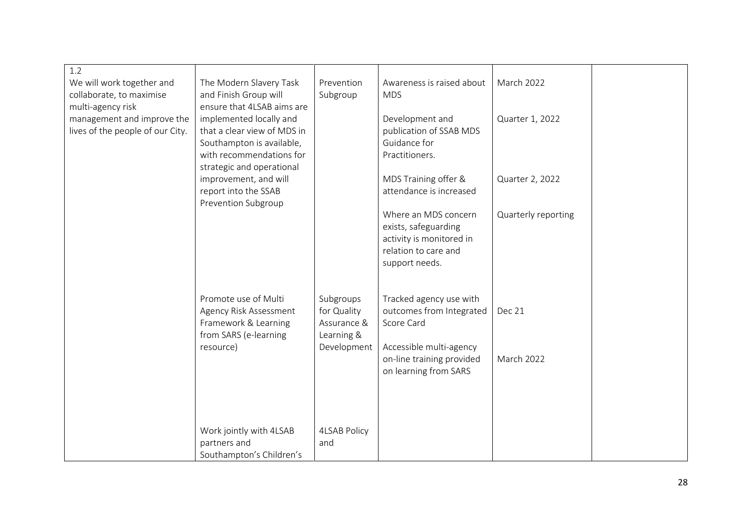| | | | | | |
|---|---|---|---|---|---|
| 1.2<br>We will work together and collaborate, to maximise multi-agency risk management and improve the lives of the people of our City. | The Modern Slavery Task and Finish Group will ensure that 4LSAB aims are implemented locally and that a clear view of MDS in Southampton is available, with recommendations for strategic and operational improvement, and will report into the SSAB Prevention Subgroup | Prevention Subgroup | Awareness is raised about MDS<br><br>Development and publication of SSAB MDS Guidance for Practitioners.<br><br>MDS Training offer & attendance is increased<br><br>Where an MDS concern exists, safeguarding activity is monitored in relation to care and support needs. | March 2022<br><br>Quarter 1, 2022<br><br>Quarter 2, 2022<br><br>Quarterly reporting | |
| | Promote use of Multi Agency Risk Assessment Framework & Learning from SARS (e-learning resource) | Subgroups for Quality Assurance & Learning & Development | Tracked agency use with outcomes from Integrated Score Card<br><br>Accessible multi-agency on-line training provided on learning from SARS | Dec 21<br><br>March 2022 | |
| | Work jointly with 4LSAB partners and Southampton's Children's | 4LSAB Policy and | | | |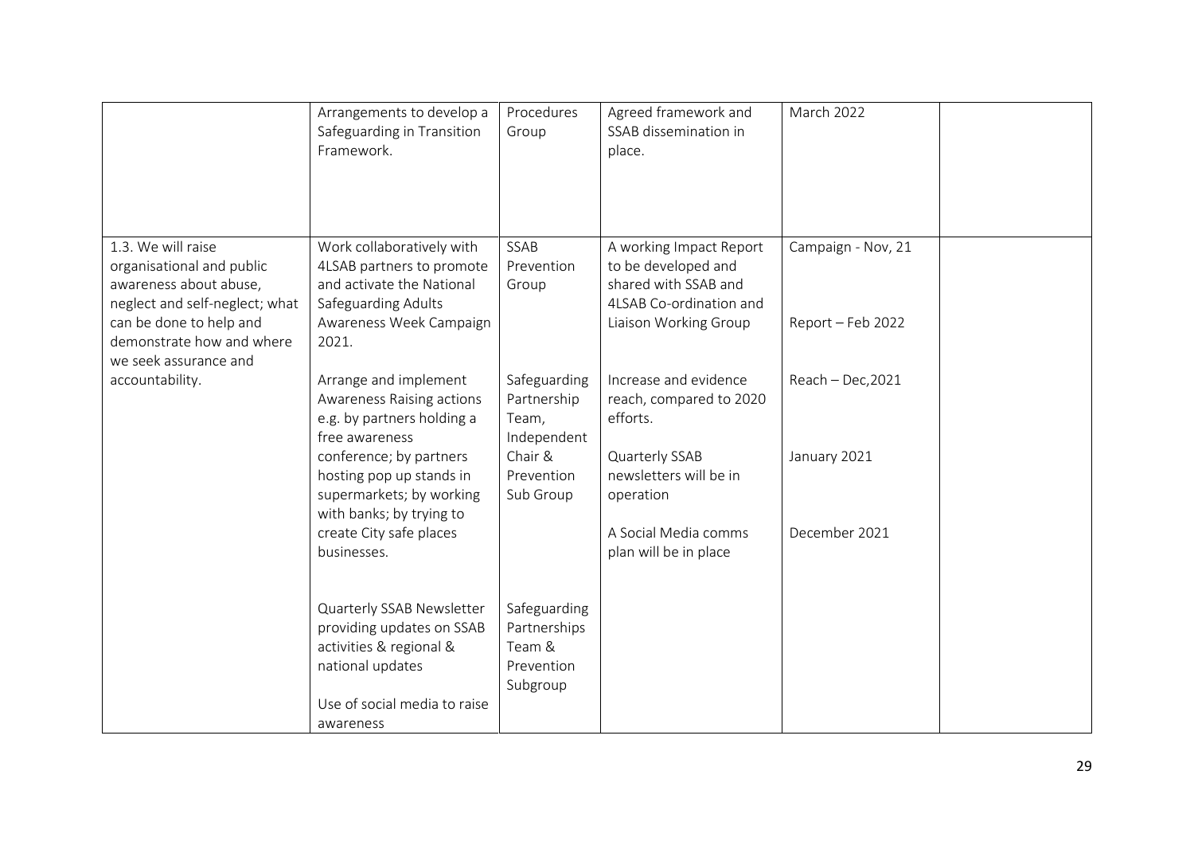| | | | | | |
|---|---|---|---|---|---|
| | Arrangements to develop a Safeguarding in Transition Framework. | Procedures Group | Agreed framework and SSAB dissemination in place. | March 2022 | |
| 1.3. We will raise organisational and public awareness about abuse, neglect and self-neglect; what can be done to help and demonstrate how and where we seek assurance and accountability. | Work collaboratively with 4LSAB partners to promote and activate the National Safeguarding Adults Awareness Week Campaign 2021. | SSAB Prevention Group | A working Impact Report to be developed and shared with SSAB and 4LSAB Co-ordination and Liaison Working Group | Campaign - Nov, 21<br><br>Report – Feb 2022 | |
| | Arrange and implement Awareness Raising actions e.g. by partners holding a free awareness conference; by partners hosting pop up stands in supermarkets; by working with banks; by trying to create City safe places businesses. | Safeguarding Partnership Team, Independent Chair & Prevention Sub Group | Increase and evidence reach, compared to 2020 efforts.<br><br>Quarterly SSAB newsletters will be in operation<br><br>A Social Media comms plan will be in place | Reach – Dec,2021<br><br>January 2021<br><br>December 2021 | |
| | Quarterly SSAB Newsletter providing updates on SSAB activities & regional & national updates<br><br>Use of social media to raise awareness | Safeguarding Partnerships Team & Prevention Subgroup | | | |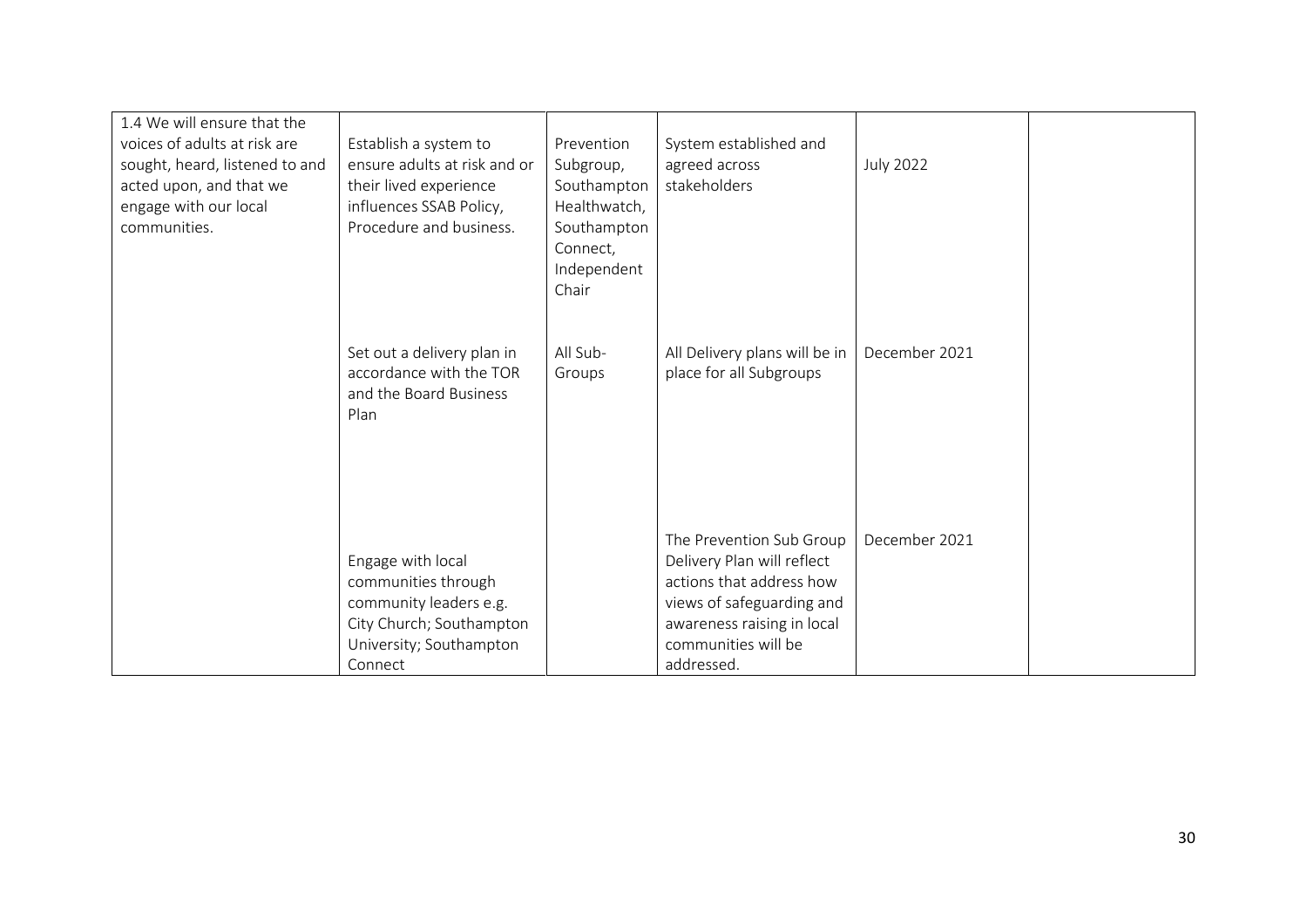| | | | | | |
|---|---|---|---|---|---|
| 1.4 We will ensure that the voices of adults at risk are sought, heard, listened to and acted upon, and that we engage with our local communities. | Establish a system to ensure adults at risk and or their lived experience influences SSAB Policy, Procedure and business. | Prevention Subgroup, Southampton Healthwatch, Southampton Connect, Independent Chair | System established and agreed across stakeholders | July 2022 | |
| | Set out a delivery plan in accordance with the TOR and the Board Business Plan | All Sub-Groups | All Delivery plans will be in place for all Subgroups | December 2021 | |
| | Engage with local communities through community leaders e.g. City Church; Southampton University; Southampton Connect | | The Prevention Sub Group Delivery Plan will reflect actions that address how views of safeguarding and awareness raising in local communities will be addressed. | December 2021 | |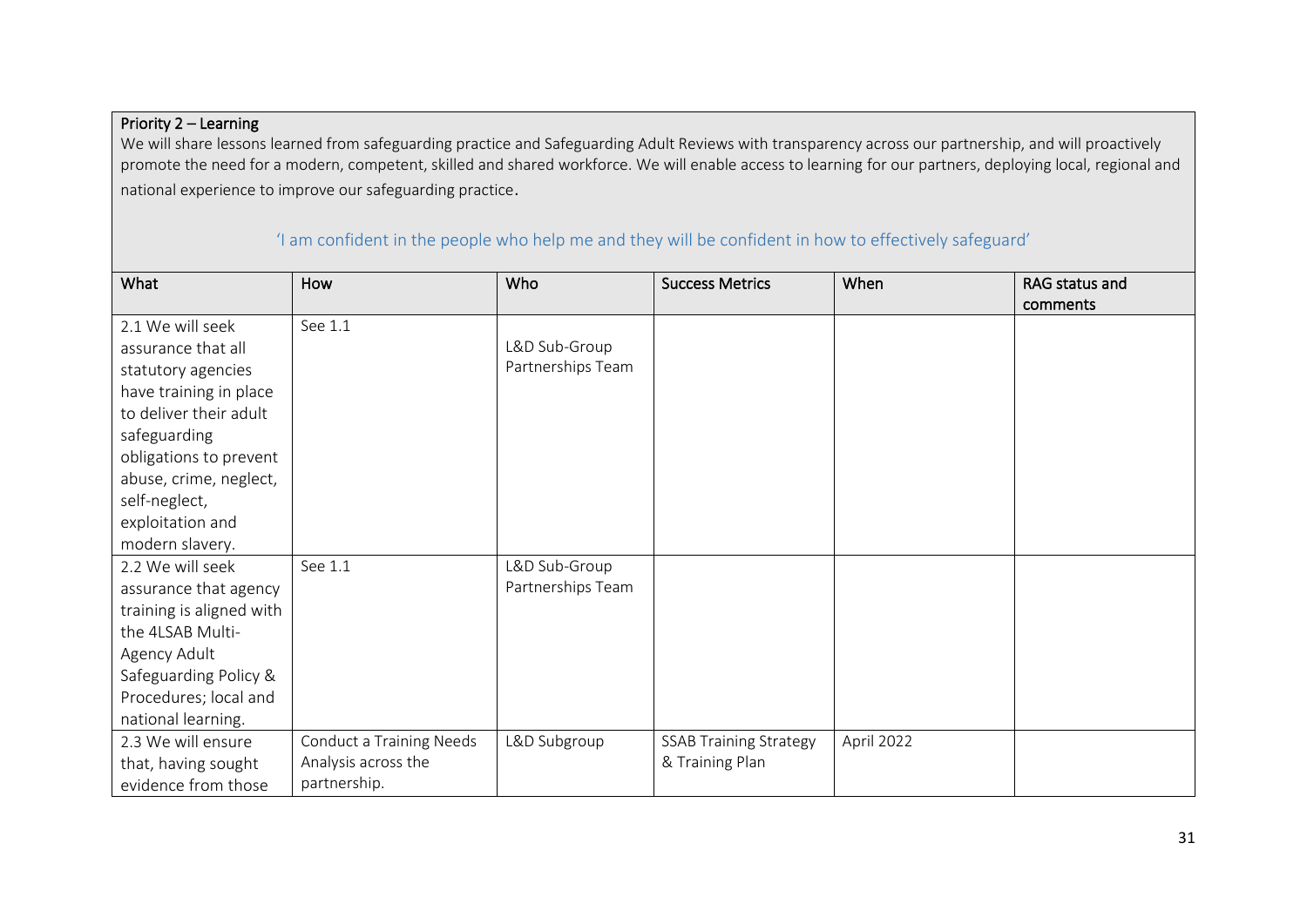**Priority 2 – Learning**

We will share lessons learned from safeguarding practice and Safeguarding Adult Reviews with transparency across our partnership, and will proactively promote the need for a modern, competent, skilled and shared workforce. We will enable access to learning for our partners, deploying local, regional and national experience to improve our safeguarding practice.

'I am confident in the people who help me and they will be confident in how to effectively safeguard'

| What | How | Who | Success Metrics | When | RAG status and comments |
|---|---|---|---|---|---|
| 2.1 We will seek assurance that all statutory agencies have training in place to deliver their adult safeguarding obligations to prevent abuse, crime, neglect, self-neglect, exploitation and modern slavery. | See 1.1 | L&D Sub-Group Partnerships Team | | | |
| 2.2 We will seek assurance that agency training is aligned with the 4LSAB Multi-Agency Adult Safeguarding Policy & Procedures; local and national learning. | See 1.1 | L&D Sub-Group Partnerships Team | | | |
| 2.3 We will ensure that, having sought evidence from those | Conduct a Training Needs Analysis across the partnership. | L&D Subgroup | SSAB Training Strategy & Training Plan | April 2022 | |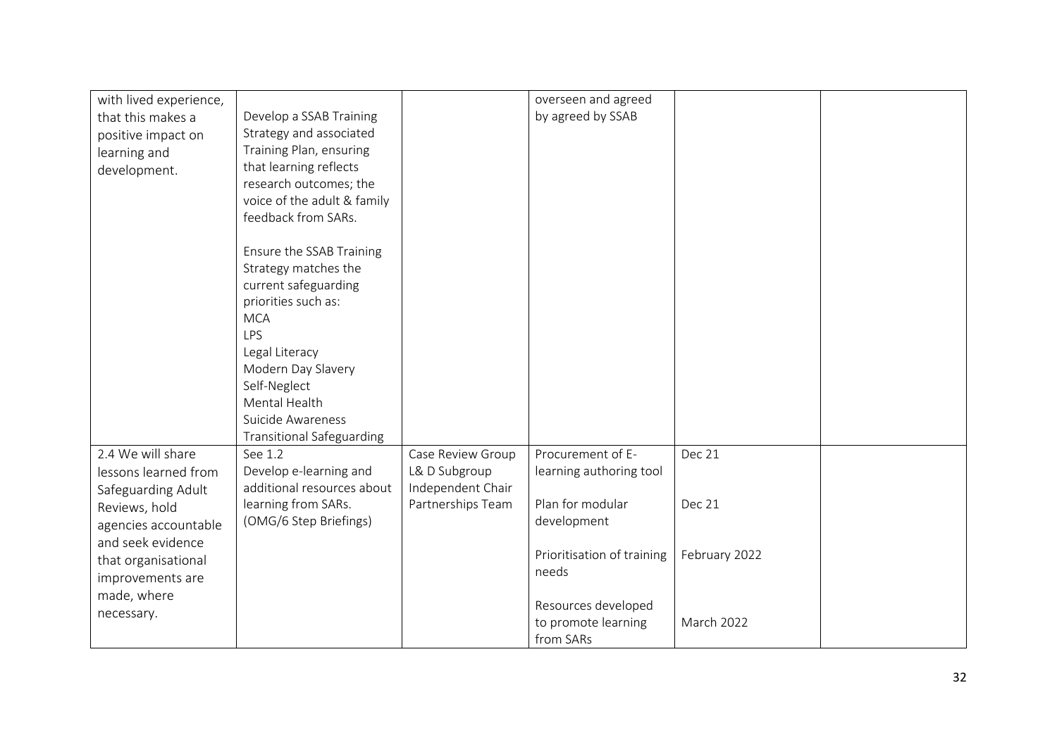| | | | | | |
|---|---|---|---|---|---|
| with lived experience, that this makes a positive impact on learning and development. | Develop a SSAB Training Strategy and associated Training Plan, ensuring that learning reflects research outcomes; the voice of the adult & family feedback from SARs.<br><br>Ensure the SSAB Training Strategy matches the current safeguarding priorities such as:<br>MCA<br>LPS<br>Legal Literacy<br>Modern Day Slavery<br>Self-Neglect<br>Mental Health<br>Suicide Awareness<br>Transitional Safeguarding | | overseen and agreed by agreed by SSAB | | |
| 2.4 We will share lessons learned from Safeguarding Adult Reviews, hold agencies accountable and seek evidence that organisational improvements are made, where necessary. | See 1.2<br>Develop e-learning and additional resources about learning from SARs.<br>(OMG/6 Step Briefings) | Case Review Group<br>L& D Subgroup<br>Independent Chair<br>Partnerships Team | Procurement of E-learning authoring tool<br><br>Plan for modular development<br><br>Prioritisation of training needs<br><br>Resources developed to promote learning from SARs | Dec 21<br><br>Dec 21<br><br>February 2022<br><br>March 2022 | |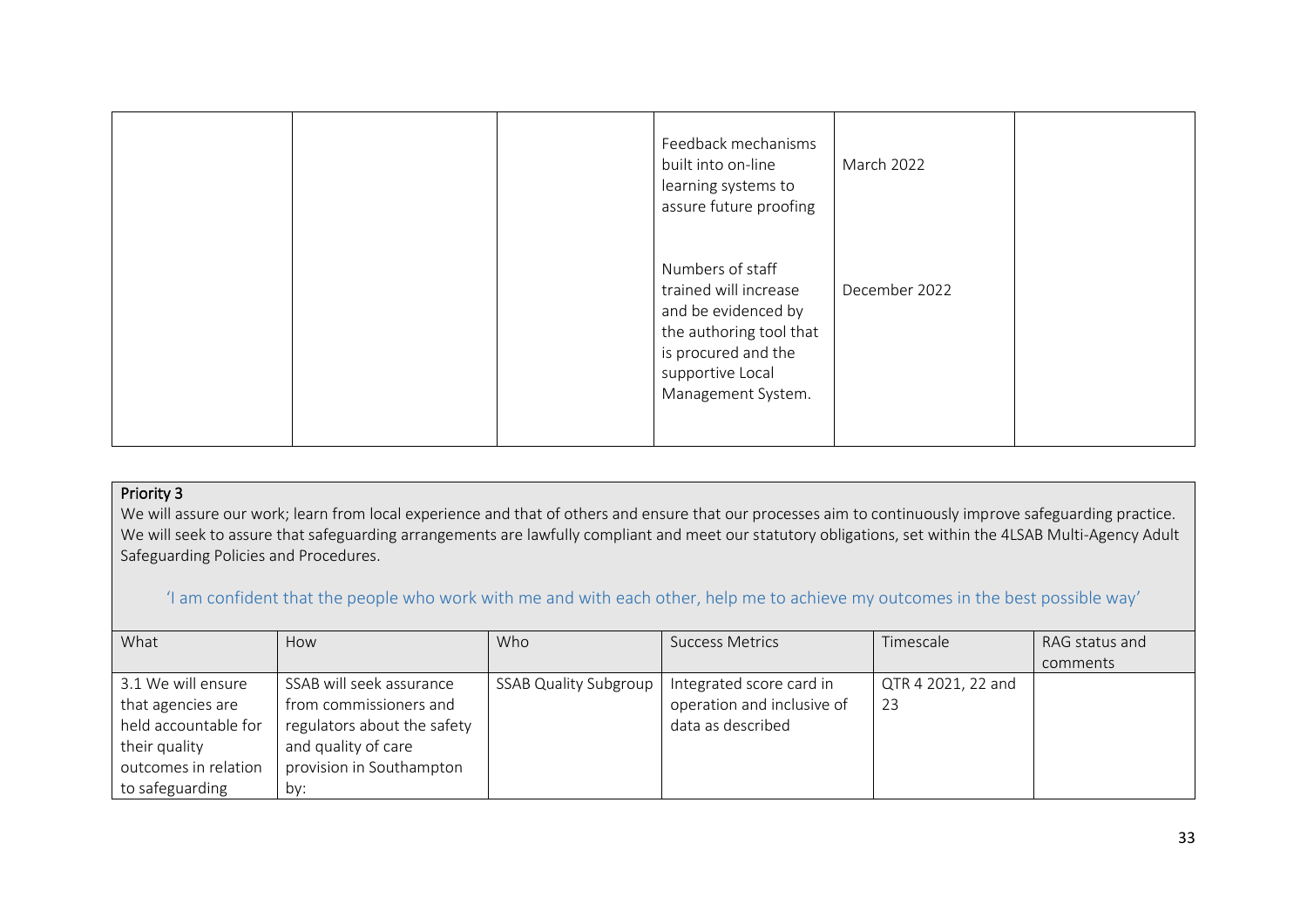| | | | Feedback mechanisms built into on-line learning systems to assure future proofing | March 2022 | |
|---|---|---|---|---|---|
| | | | Numbers of staff trained will increase and be evidenced by the authoring tool that is procured and the supportive Local Management System. | December 2022 | |

**Priority 3**

We will assure our work; learn from local experience and that of others and ensure that our processes aim to continuously improve safeguarding practice. We will seek to assure that safeguarding arrangements are lawfully compliant and meet our statutory obligations, set within the 4LSAB Multi-Agency Adult Safeguarding Policies and Procedures.

'I am confident that the people who work with me and with each other, help me to achieve my outcomes in the best possible way'

| What | How | Who | Success Metrics | Timescale | RAG status and comments |
|---|---|---|---|---|---|
| 3.1 We will ensure that agencies are held accountable for their quality outcomes in relation to safeguarding | SSAB will seek assurance from commissioners and regulators about the safety and quality of care provision in Southampton by: | SSAB Quality Subgroup | Integrated score card in operation and inclusive of data as described | QTR 4 2021, 22 and 23 | |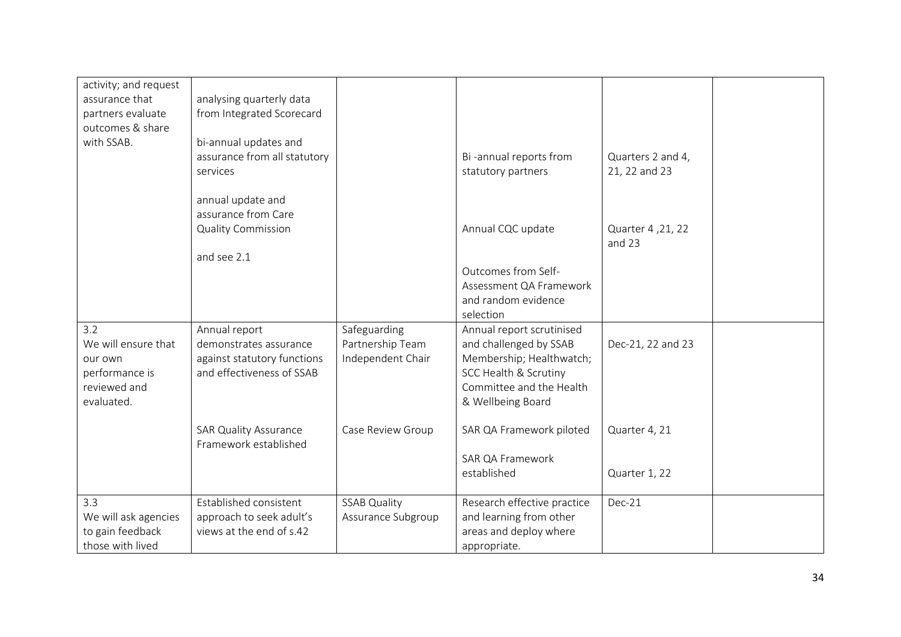| | | | | | |
|---|---|---|---|---|---|
| activity; and request assurance that partners evaluate outcomes & share with SSAB. | analysing quarterly data from Integrated Scorecard<br><br>bi-annual updates and assurance from all statutory services<br><br>annual update and assurance from Care Quality Commission<br><br>and see 2.1 | | Bi -annual reports from statutory partners<br><br>Annual CQC update<br><br>Outcomes from Self-Assessment QA Framework and random evidence selection | Quarters 2 and 4, 21, 22 and 23<br><br>Quarter 4 ,21, 22 and 23 | |
| 3.2<br>We will ensure that our own performance is reviewed and evaluated. | Annual report demonstrates assurance against statutory functions and effectiveness of SSAB | Safeguarding Partnership Team Independent Chair | Annual report scrutinised and challenged by SSAB Membership; Healthwatch; SCC Health & Scrutiny Committee and the Health & Wellbeing Board | Dec-21, 22 and 23 | |
| | SAR Quality Assurance Framework established | Case Review Group | SAR QA Framework piloted<br><br>SAR QA Framework established | Quarter 4, 21<br><br>Quarter 1, 22 | |
| 3.3<br>We will ask agencies to gain feedback those with lived | Established consistent approach to seek adult's views at the end of s.42 | SSAB Quality Assurance Subgroup | Research effective practice and learning from other areas and deploy where appropriate. | Dec-21 | |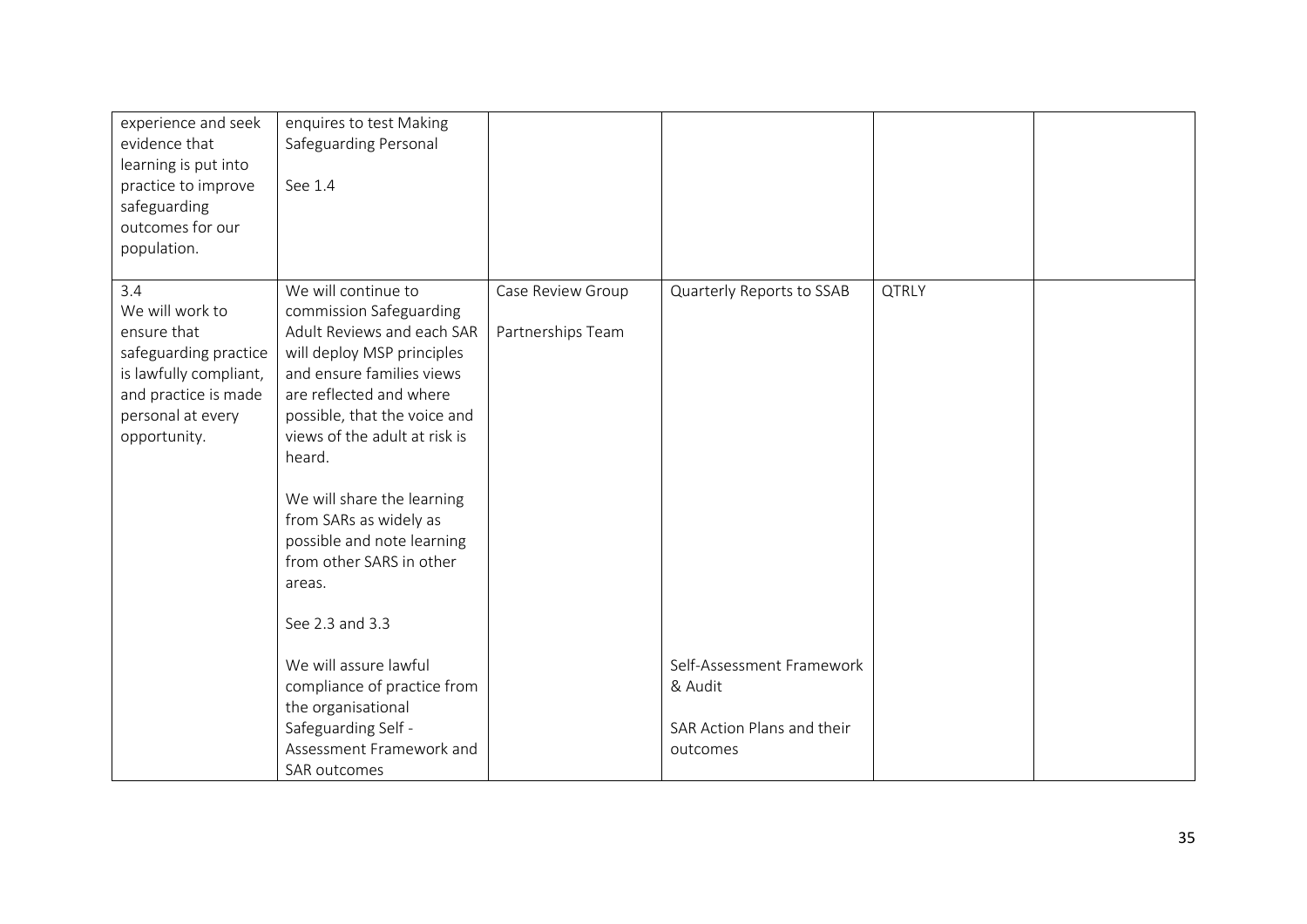| | | | | | |
|---|---|---|---|---|---|
| experience and seek evidence that learning is put into practice to improve safeguarding outcomes for our population. | enquires to test Making Safeguarding Personal<br><br>See 1.4 | | | | |
| 3.4<br>We will work to ensure that safeguarding practice is lawfully compliant, and practice is made personal at every opportunity. | We will continue to commission Safeguarding Adult Reviews and each SAR will deploy MSP principles and ensure families views are reflected and where possible, that the voice and views of the adult at risk is heard.<br><br>We will share the learning from SARs as widely as possible and note learning from other SARS in other areas.<br><br>See 2.3 and 3.3<br><br>We will assure lawful compliance of practice from the organisational Safeguarding Self - Assessment Framework and SAR outcomes | Case Review Group<br><br>Partnerships Team | Quarterly Reports to SSAB<br><br>Self-Assessment Framework & Audit<br><br>SAR Action Plans and their outcomes | QTRLY | |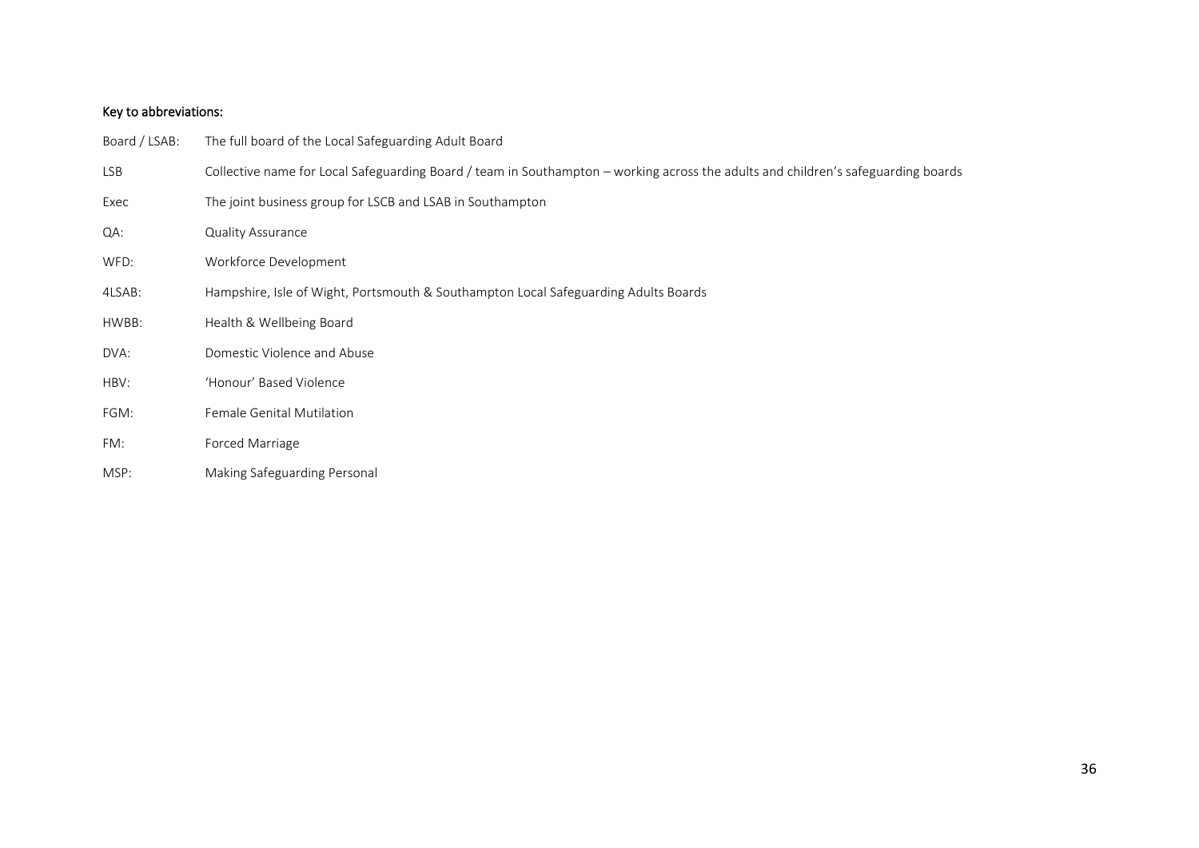**Key to abbreviations:**

| | |
|---|---|
| Board / LSAB: | The full board of the Local Safeguarding Adult Board |
| LSB | Collective name for Local Safeguarding Board / team in Southampton – working across the adults and children's safeguarding boards |
| Exec | The joint business group for LSCB and LSAB in Southampton |
| QA: | Quality Assurance |
| WFD: | Workforce Development |
| 4LSAB: | Hampshire, Isle of Wight, Portsmouth & Southampton Local Safeguarding Adults Boards |
| HWBB: | Health & Wellbeing Board |
| DVA: | Domestic Violence and Abuse |
| HBV: | 'Honour' Based Violence |
| FGM: | Female Genital Mutilation |
| FM: | Forced Marriage |
| MSP: | Making Safeguarding Personal |